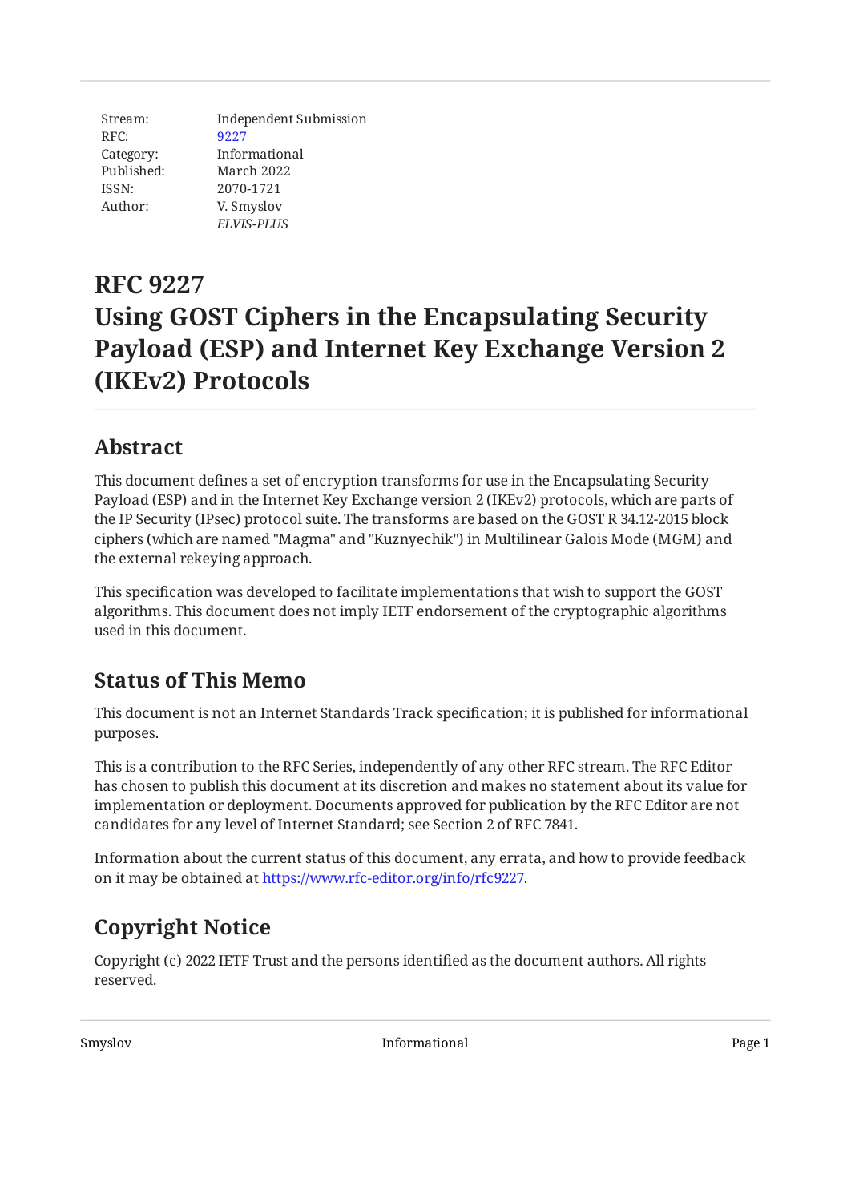| | |
|---|---|
| Stream: | Independent Submission |
| RFC: | 9227 |
| Category: | Informational |
| Published: | March 2022 |
| ISSN: | 2070-1721 |
| Author: | V. Smyslov |
| | *ELVIS-PLUS* |

# RFC 9227
# Using GOST Ciphers in the Encapsulating Security Payload (ESP) and Internet Key Exchange Version 2 (IKEv2) Protocols

## Abstract

This document defines a set of encryption transforms for use in the Encapsulating Security Payload (ESP) and in the Internet Key Exchange version 2 (IKEv2) protocols, which are parts of the IP Security (IPsec) protocol suite. The transforms are based on the GOST R 34.12-2015 block ciphers (which are named "Magma" and "Kuznyechik") in Multilinear Galois Mode (MGM) and the external rekeying approach.

This specification was developed to facilitate implementations that wish to support the GOST algorithms. This document does not imply IETF endorsement of the cryptographic algorithms used in this document.

## Status of This Memo

This document is not an Internet Standards Track specification; it is published for informational purposes.

This is a contribution to the RFC Series, independently of any other RFC stream. The RFC Editor has chosen to publish this document at its discretion and makes no statement about its value for implementation or deployment. Documents approved for publication by the RFC Editor are not candidates for any level of Internet Standard; see Section 2 of RFC 7841.

Information about the current status of this document, any errata, and how to provide feedback on it may be obtained at https://www.rfc-editor.org/info/rfc9227.

## Copyright Notice

Copyright (c) 2022 IETF Trust and the persons identified as the document authors. All rights reserved.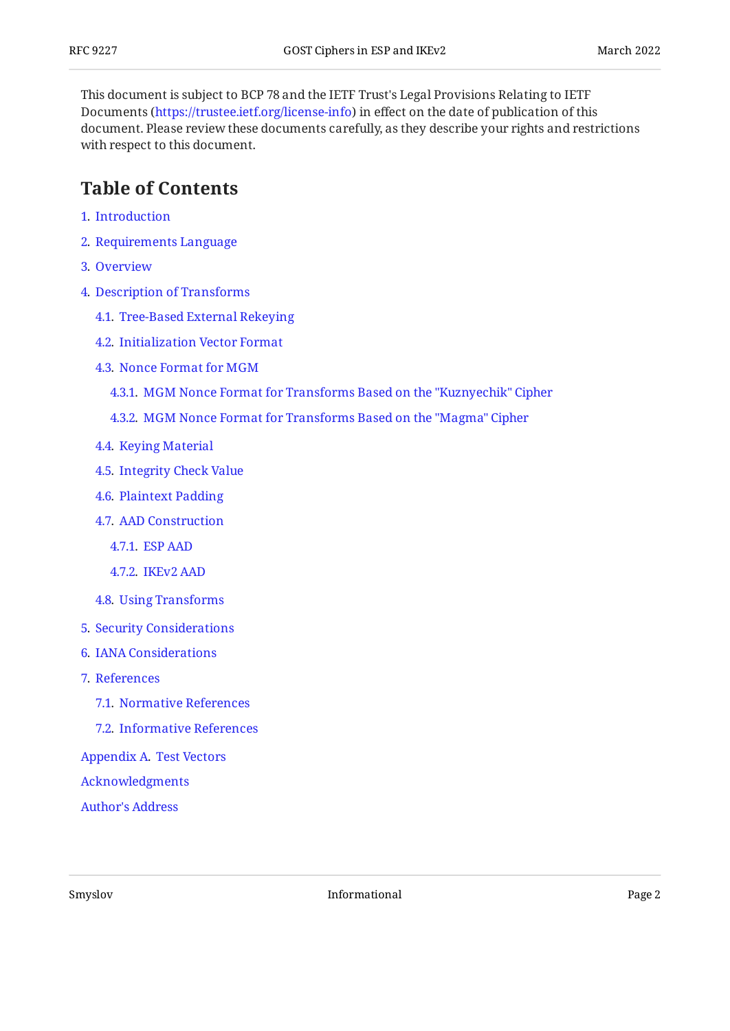This document is subject to BCP 78 and the IETF Trust's Legal Provisions Relating to IETF Documents (https://trustee.ietf.org/license-info) in effect on the date of publication of this document. Please review these documents carefully, as they describe your rights and restrictions with respect to this document.

## Table of Contents

1. Introduction
2. Requirements Language
3. Overview
4. Description of Transforms
   - 4.1. Tree-Based External Rekeying
   - 4.2. Initialization Vector Format
   - 4.3. Nonce Format for MGM
     - 4.3.1. MGM Nonce Format for Transforms Based on the "Kuznyechik" Cipher
     - 4.3.2. MGM Nonce Format for Transforms Based on the "Magma" Cipher
   - 4.4. Keying Material
   - 4.5. Integrity Check Value
   - 4.6. Plaintext Padding
   - 4.7. AAD Construction
     - 4.7.1. ESP AAD
     - 4.7.2. IKEv2 AAD
   - 4.8. Using Transforms
5. Security Considerations
6. IANA Considerations
7. References
   - 7.1. Normative References
   - 7.2. Informative References

Appendix A. Test Vectors

Acknowledgments

Author's Address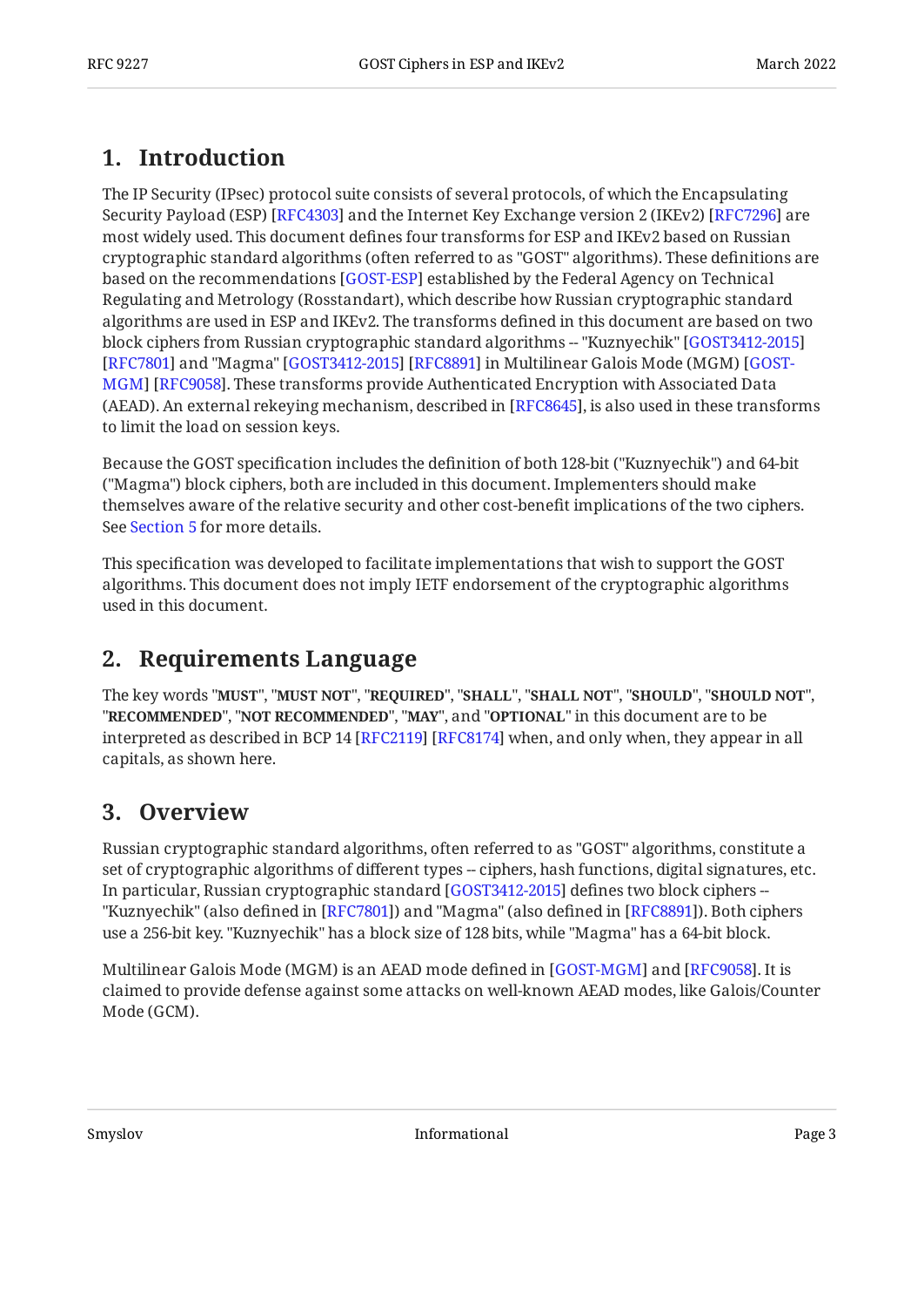## 1. Introduction

The IP Security (IPsec) protocol suite consists of several protocols, of which the Encapsulating Security Payload (ESP) [RFC4303] and the Internet Key Exchange version 2 (IKEv2) [RFC7296] are most widely used. This document defines four transforms for ESP and IKEv2 based on Russian cryptographic standard algorithms (often referred to as "GOST" algorithms). These definitions are based on the recommendations [GOST-ESP] established by the Federal Agency on Technical Regulating and Metrology (Rosstandart), which describe how Russian cryptographic standard algorithms are used in ESP and IKEv2. The transforms defined in this document are based on two block ciphers from Russian cryptographic standard algorithms -- "Kuznyechik" [GOST3412-2015] [RFC7801] and "Magma" [GOST3412-2015] [RFC8891] in Multilinear Galois Mode (MGM) [GOST-MGM] [RFC9058]. These transforms provide Authenticated Encryption with Associated Data (AEAD). An external rekeying mechanism, described in [RFC8645], is also used in these transforms to limit the load on session keys.

Because the GOST specification includes the definition of both 128-bit ("Kuznyechik") and 64-bit ("Magma") block ciphers, both are included in this document. Implementers should make themselves aware of the relative security and other cost-benefit implications of the two ciphers. See Section 5 for more details.

This specification was developed to facilitate implementations that wish to support the GOST algorithms. This document does not imply IETF endorsement of the cryptographic algorithms used in this document.

## 2. Requirements Language

The key words "**MUST**", "**MUST NOT**", "**REQUIRED**", "**SHALL**", "**SHALL NOT**", "**SHOULD**", "**SHOULD NOT**", "**RECOMMENDED**", "**NOT RECOMMENDED**", "**MAY**", and "**OPTIONAL**" in this document are to be interpreted as described in BCP 14 [RFC2119] [RFC8174] when, and only when, they appear in all capitals, as shown here.

## 3. Overview

Russian cryptographic standard algorithms, often referred to as "GOST" algorithms, constitute a set of cryptographic algorithms of different types -- ciphers, hash functions, digital signatures, etc. In particular, Russian cryptographic standard [GOST3412-2015] defines two block ciphers -- "Kuznyechik" (also defined in [RFC7801]) and "Magma" (also defined in [RFC8891]). Both ciphers use a 256-bit key. "Kuznyechik" has a block size of 128 bits, while "Magma" has a 64-bit block.

Multilinear Galois Mode (MGM) is an AEAD mode defined in [GOST-MGM] and [RFC9058]. It is claimed to provide defense against some attacks on well-known AEAD modes, like Galois/Counter Mode (GCM).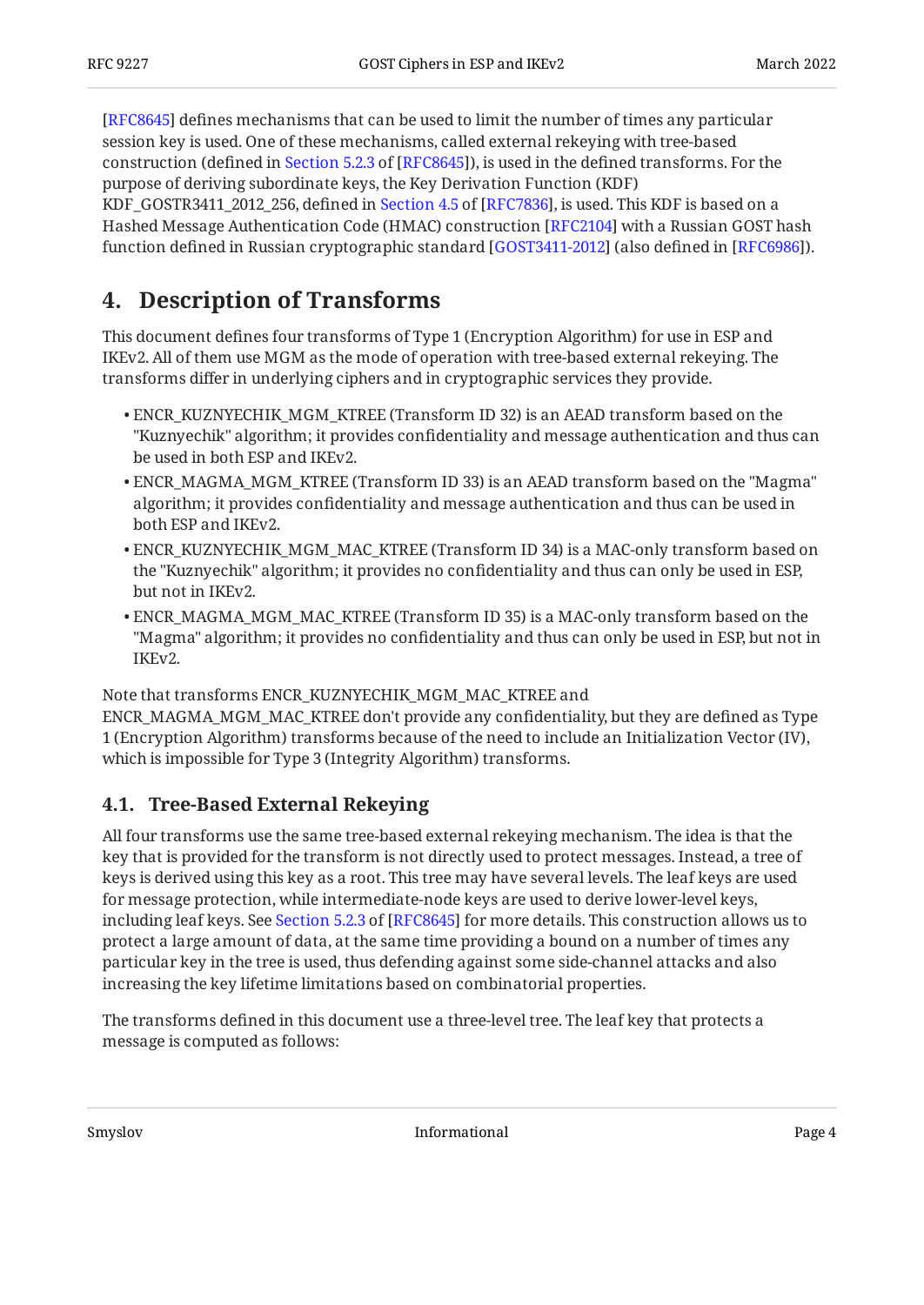[RFC8645] defines mechanisms that can be used to limit the number of times any particular session key is used. One of these mechanisms, called external rekeying with tree-based construction (defined in Section 5.2.3 of [RFC8645]), is used in the defined transforms. For the purpose of deriving subordinate keys, the Key Derivation Function (KDF) KDF_GOSTR3411_2012_256, defined in Section 4.5 of [RFC7836], is used. This KDF is based on a Hashed Message Authentication Code (HMAC) construction [RFC2104] with a Russian GOST hash function defined in Russian cryptographic standard [GOST3411-2012] (also defined in [RFC6986]).

## 4. Description of Transforms

This document defines four transforms of Type 1 (Encryption Algorithm) for use in ESP and IKEv2. All of them use MGM as the mode of operation with tree-based external rekeying. The transforms differ in underlying ciphers and in cryptographic services they provide.

- ENCR_KUZNYECHIK_MGM_KTREE (Transform ID 32) is an AEAD transform based on the "Kuznyechik" algorithm; it provides confidentiality and message authentication and thus can be used in both ESP and IKEv2.
- ENCR_MAGMA_MGM_KTREE (Transform ID 33) is an AEAD transform based on the "Magma" algorithm; it provides confidentiality and message authentication and thus can be used in both ESP and IKEv2.
- ENCR_KUZNYECHIK_MGM_MAC_KTREE (Transform ID 34) is a MAC-only transform based on the "Kuznyechik" algorithm; it provides no confidentiality and thus can only be used in ESP, but not in IKEv2.
- ENCR_MAGMA_MGM_MAC_KTREE (Transform ID 35) is a MAC-only transform based on the "Magma" algorithm; it provides no confidentiality and thus can only be used in ESP, but not in IKEv2.

Note that transforms ENCR_KUZNYECHIK_MGM_MAC_KTREE and ENCR_MAGMA_MGM_MAC_KTREE don't provide any confidentiality, but they are defined as Type 1 (Encryption Algorithm) transforms because of the need to include an Initialization Vector (IV), which is impossible for Type 3 (Integrity Algorithm) transforms.

### 4.1. Tree-Based External Rekeying

All four transforms use the same tree-based external rekeying mechanism. The idea is that the key that is provided for the transform is not directly used to protect messages. Instead, a tree of keys is derived using this key as a root. This tree may have several levels. The leaf keys are used for message protection, while intermediate-node keys are used to derive lower-level keys, including leaf keys. See Section 5.2.3 of [RFC8645] for more details. This construction allows us to protect a large amount of data, at the same time providing a bound on a number of times any particular key in the tree is used, thus defending against some side-channel attacks and also increasing the key lifetime limitations based on combinatorial properties.

The transforms defined in this document use a three-level tree. The leaf key that protects a message is computed as follows: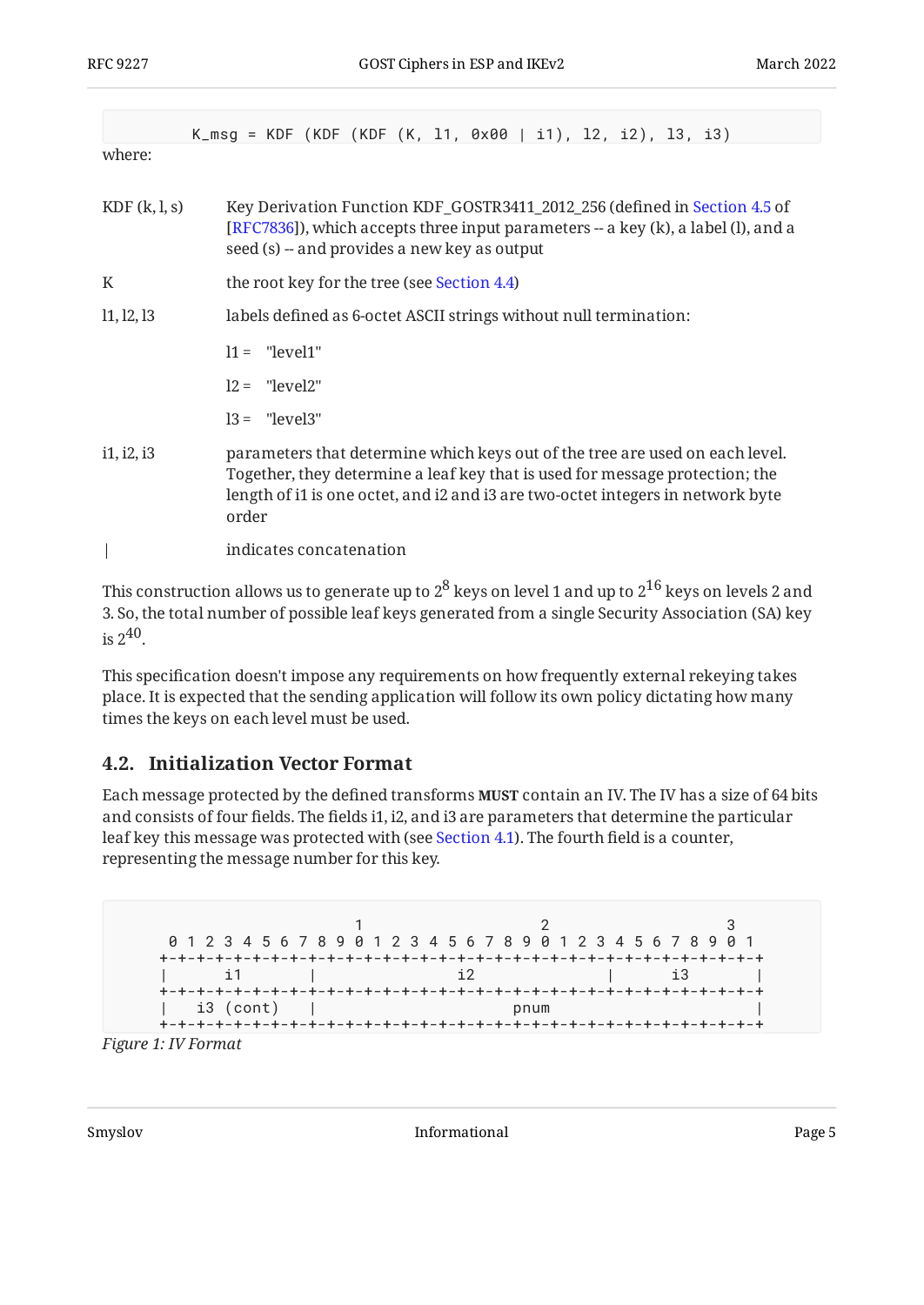```
        K_msg = KDF (KDF (KDF (K, l1, 0x00 | i1), l2, i2), l3, i3)
```

where:

KDF (k, l, s)
: Key Derivation Function KDF_GOSTR3411_2012_256 (defined in Section 4.5 of [RFC7836]), which accepts three input parameters -- a key (k), a label (l), and a seed (s) -- and provides a new key as output

K
: the root key for the tree (see Section 4.4)

l1, l2, l3
: labels defined as 6-octet ASCII strings without null termination:

  l1 = "level1"

  l2 = "level2"

  l3 = "level3"

i1, i2, i3
: parameters that determine which keys out of the tree are used on each level. Together, they determine a leaf key that is used for message protection; the length of i1 is one octet, and i2 and i3 are two-octet integers in network byte order

|
: indicates concatenation

This construction allows us to generate up to $2^8$ keys on level 1 and up to $2^{16}$ keys on levels 2 and 3. So, the total number of possible leaf keys generated from a single Security Association (SA) key is $2^{40}$.

This specification doesn't impose any requirements on how frequently external rekeying takes place. It is expected that the sending application will follow its own policy dictating how many times the keys on each level must be used.

## 4.2. Initialization Vector Format

Each message protected by the defined transforms **MUST** contain an IV. The IV has a size of 64 bits and consists of four fields. The fields i1, i2, and i3 are parameters that determine the particular leaf key this message was protected with (see Section 4.1). The fourth field is a counter, representing the message number for this key.

```
                     1                   2                   3
 0 1 2 3 4 5 6 7 8 9 0 1 2 3 4 5 6 7 8 9 0 1 2 3 4 5 6 7 8 9 0 1
+-+-+-+-+-+-+-+-+-+-+-+-+-+-+-+-+-+-+-+-+-+-+-+-+-+-+-+-+-+-+-+-+
|      i1       |               i2              |      i3       |
+-+-+-+-+-+-+-+-+-+-+-+-+-+-+-+-+-+-+-+-+-+-+-+-+-+-+-+-+-+-+-+-+
|   i3 (cont)   |                     pnum                      |
+-+-+-+-+-+-+-+-+-+-+-+-+-+-+-+-+-+-+-+-+-+-+-+-+-+-+-+-+-+-+-+-+
```

*Figure 1: IV Format*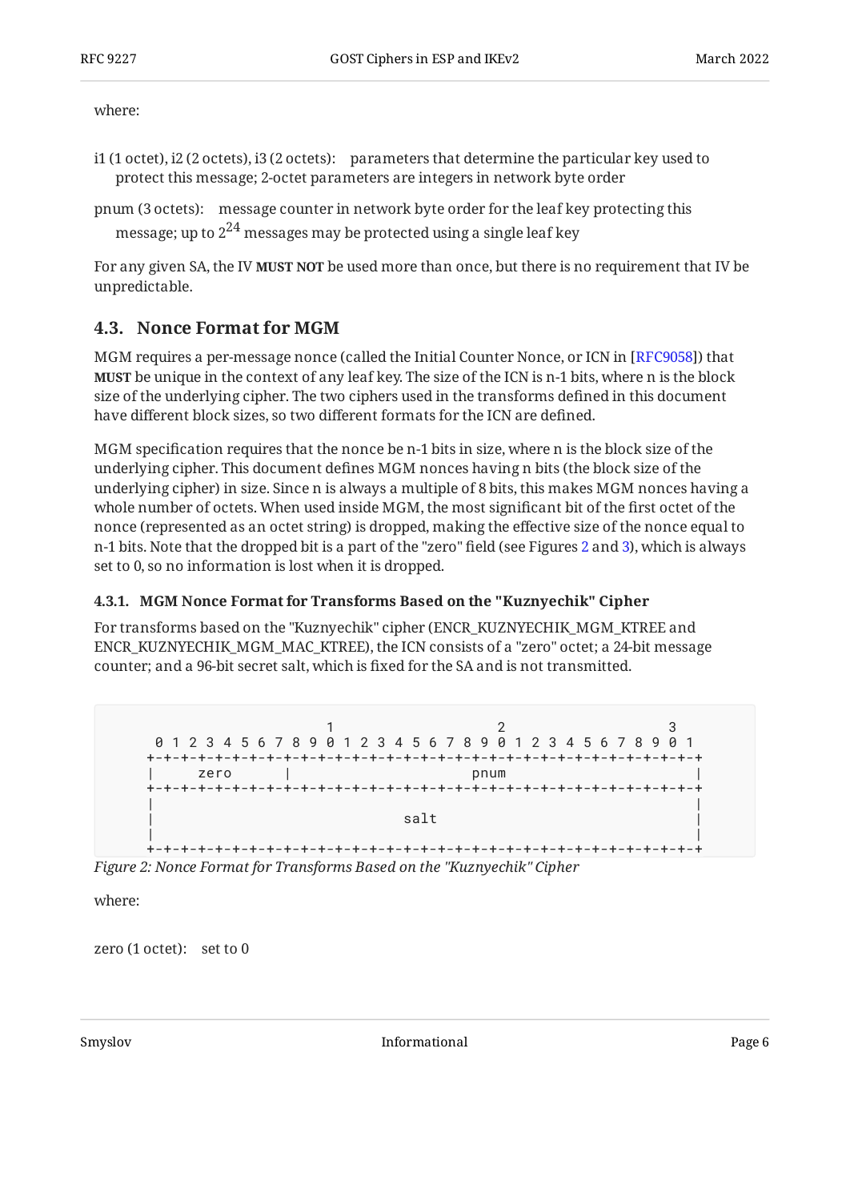where:

i1 (1 octet), i2 (2 octets), i3 (2 octets): parameters that determine the particular key used to protect this message; 2-octet parameters are integers in network byte order

pnum (3 octets): message counter in network byte order for the leaf key protecting this message; up to $2^{24}$ messages may be protected using a single leaf key

For any given SA, the IV **MUST NOT** be used more than once, but there is no requirement that IV be unpredictable.

## 4.3. Nonce Format for MGM

MGM requires a per-message nonce (called the Initial Counter Nonce, or ICN in [RFC9058]) that **MUST** be unique in the context of any leaf key. The size of the ICN is n-1 bits, where n is the block size of the underlying cipher. The two ciphers used in the transforms defined in this document have different block sizes, so two different formats for the ICN are defined.

MGM specification requires that the nonce be n-1 bits in size, where n is the block size of the underlying cipher. This document defines MGM nonces having n bits (the block size of the underlying cipher) in size. Since n is always a multiple of 8 bits, this makes MGM nonces having a whole number of octets. When used inside MGM, the most significant bit of the first octet of the nonce (represented as an octet string) is dropped, making the effective size of the nonce equal to n-1 bits. Note that the dropped bit is a part of the "zero" field (see Figures 2 and 3), which is always set to 0, so no information is lost when it is dropped.

### 4.3.1. MGM Nonce Format for Transforms Based on the "Kuznyechik" Cipher

For transforms based on the "Kuznyechik" cipher (ENCR_KUZNYECHIK_MGM_KTREE and ENCR_KUZNYECHIK_MGM_MAC_KTREE), the ICN consists of a "zero" octet; a 24-bit message counter; and a 96-bit secret salt, which is fixed for the SA and is not transmitted.

```
                     1                   2                   3
 0 1 2 3 4 5 6 7 8 9 0 1 2 3 4 5 6 7 8 9 0 1 2 3 4 5 6 7 8 9 0 1
+-+-+-+-+-+-+-+-+-+-+-+-+-+-+-+-+-+-+-+-+-+-+-+-+-+-+-+-+-+-+-+-+
|     zero      |                     pnum                      |
+-+-+-+-+-+-+-+-+-+-+-+-+-+-+-+-+-+-+-+-+-+-+-+-+-+-+-+-+-+-+-+-+
|                                                               |
|                             salt                              |
|                                                               |
+-+-+-+-+-+-+-+-+-+-+-+-+-+-+-+-+-+-+-+-+-+-+-+-+-+-+-+-+-+-+-+-+
```

*Figure 2: Nonce Format for Transforms Based on the "Kuznyechik" Cipher*

where:

zero (1 octet): set to 0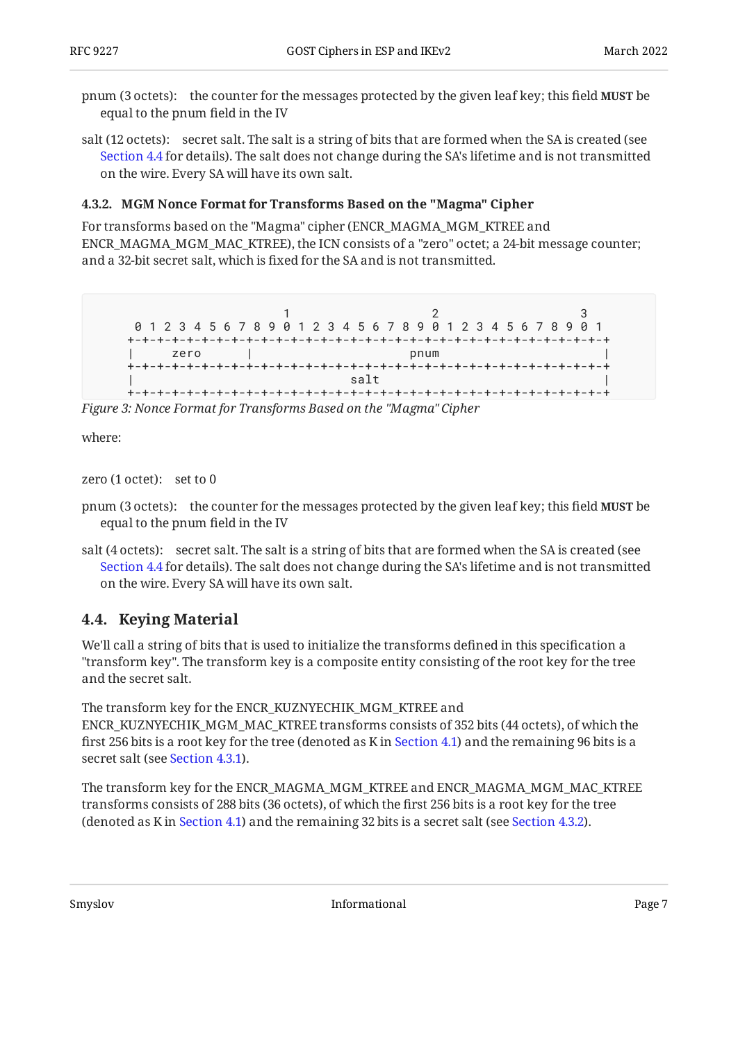pnum (3 octets): the counter for the messages protected by the given leaf key; this field **MUST** be equal to the pnum field in the IV

salt (12 octets): secret salt. The salt is a string of bits that are formed when the SA is created (see Section 4.4 for details). The salt does not change during the SA's lifetime and is not transmitted on the wire. Every SA will have its own salt.

#### 4.3.2. MGM Nonce Format for Transforms Based on the "Magma" Cipher

For transforms based on the "Magma" cipher (ENCR_MAGMA_MGM_KTREE and ENCR_MAGMA_MGM_MAC_KTREE), the ICN consists of a "zero" octet; a 24-bit message counter; and a 32-bit secret salt, which is fixed for the SA and is not transmitted.

```
                      1                   2                   3
  0 1 2 3 4 5 6 7 8 9 0 1 2 3 4 5 6 7 8 9 0 1 2 3 4 5 6 7 8 9 0 1
 +-+-+-+-+-+-+-+-+-+-+-+-+-+-+-+-+-+-+-+-+-+-+-+-+-+-+-+-+-+-+-+-+
 |     zero      |                     pnum                      |
 +-+-+-+-+-+-+-+-+-+-+-+-+-+-+-+-+-+-+-+-+-+-+-+-+-+-+-+-+-+-+-+-+
 |                              salt                             |
 +-+-+-+-+-+-+-+-+-+-+-+-+-+-+-+-+-+-+-+-+-+-+-+-+-+-+-+-+-+-+-+-+
```

*Figure 3: Nonce Format for Transforms Based on the "Magma" Cipher*

where:

zero (1 octet): set to 0

pnum (3 octets): the counter for the messages protected by the given leaf key; this field **MUST** be equal to the pnum field in the IV

salt (4 octets): secret salt. The salt is a string of bits that are formed when the SA is created (see Section 4.4 for details). The salt does not change during the SA's lifetime and is not transmitted on the wire. Every SA will have its own salt.

## 4.4. Keying Material

We'll call a string of bits that is used to initialize the transforms defined in this specification a "transform key". The transform key is a composite entity consisting of the root key for the tree and the secret salt.

The transform key for the ENCR_KUZNYECHIK_MGM_KTREE and ENCR_KUZNYECHIK_MGM_MAC_KTREE transforms consists of 352 bits (44 octets), of which the first 256 bits is a root key for the tree (denoted as K in Section 4.1) and the remaining 96 bits is a secret salt (see Section 4.3.1).

The transform key for the ENCR_MAGMA_MGM_KTREE and ENCR_MAGMA_MGM_MAC_KTREE transforms consists of 288 bits (36 octets), of which the first 256 bits is a root key for the tree (denoted as K in Section 4.1) and the remaining 32 bits is a secret salt (see Section 4.3.2).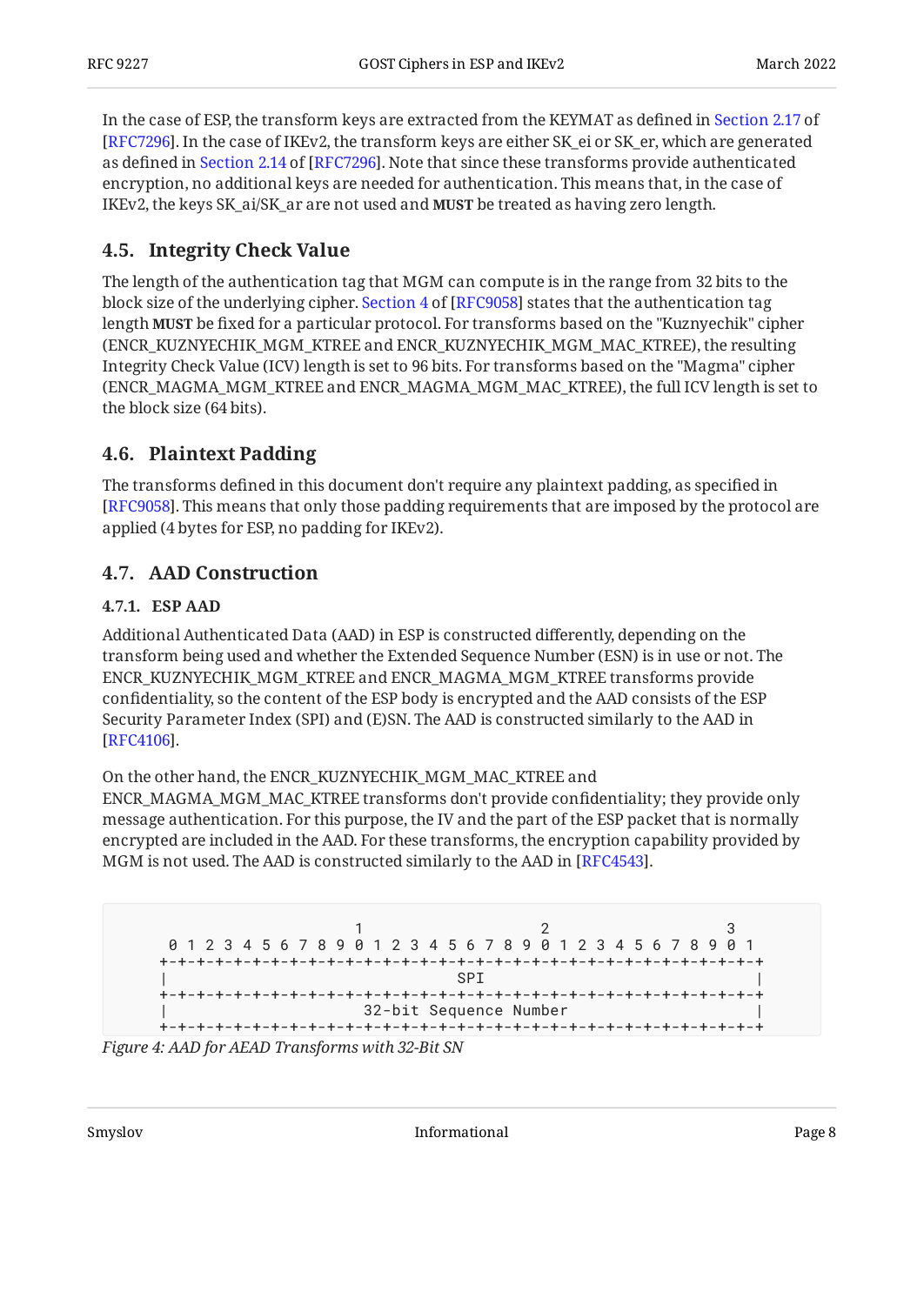In the case of ESP, the transform keys are extracted from the KEYMAT as defined in Section 2.17 of [RFC7296]. In the case of IKEv2, the transform keys are either SK_ei or SK_er, which are generated as defined in Section 2.14 of [RFC7296]. Note that since these transforms provide authenticated encryption, no additional keys are needed for authentication. This means that, in the case of IKEv2, the keys SK_ai/SK_ar are not used and **MUST** be treated as having zero length.

## 4.5. Integrity Check Value

The length of the authentication tag that MGM can compute is in the range from 32 bits to the block size of the underlying cipher. Section 4 of [RFC9058] states that the authentication tag length **MUST** be fixed for a particular protocol. For transforms based on the "Kuznyechik" cipher (ENCR_KUZNYECHIK_MGM_KTREE and ENCR_KUZNYECHIK_MGM_MAC_KTREE), the resulting Integrity Check Value (ICV) length is set to 96 bits. For transforms based on the "Magma" cipher (ENCR_MAGMA_MGM_KTREE and ENCR_MAGMA_MGM_MAC_KTREE), the full ICV length is set to the block size (64 bits).

## 4.6. Plaintext Padding

The transforms defined in this document don't require any plaintext padding, as specified in [RFC9058]. This means that only those padding requirements that are imposed by the protocol are applied (4 bytes for ESP, no padding for IKEv2).

## 4.7. AAD Construction

### 4.7.1. ESP AAD

Additional Authenticated Data (AAD) in ESP is constructed differently, depending on the transform being used and whether the Extended Sequence Number (ESN) is in use or not. The ENCR_KUZNYECHIK_MGM_KTREE and ENCR_MAGMA_MGM_KTREE transforms provide confidentiality, so the content of the ESP body is encrypted and the AAD consists of the ESP Security Parameter Index (SPI) and (E)SN. The AAD is constructed similarly to the AAD in [RFC4106].

On the other hand, the ENCR_KUZNYECHIK_MGM_MAC_KTREE and ENCR_MAGMA_MGM_MAC_KTREE transforms don't provide confidentiality; they provide only message authentication. For this purpose, the IV and the part of the ESP packet that is normally encrypted are included in the AAD. For these transforms, the encryption capability provided by MGM is not used. The AAD is constructed similarly to the AAD in [RFC4543].

```
                     1                   2                   3
 0 1 2 3 4 5 6 7 8 9 0 1 2 3 4 5 6 7 8 9 0 1 2 3 4 5 6 7 8 9 0 1
+-+-+-+-+-+-+-+-+-+-+-+-+-+-+-+-+-+-+-+-+-+-+-+-+-+-+-+-+-+-+-+-+
|                               SPI                             |
+-+-+-+-+-+-+-+-+-+-+-+-+-+-+-+-+-+-+-+-+-+-+-+-+-+-+-+-+-+-+-+-+
|                     32-bit Sequence Number                    |
+-+-+-+-+-+-+-+-+-+-+-+-+-+-+-+-+-+-+-+-+-+-+-+-+-+-+-+-+-+-+-+-+
```

*Figure 4: AAD for AEAD Transforms with 32-Bit SN*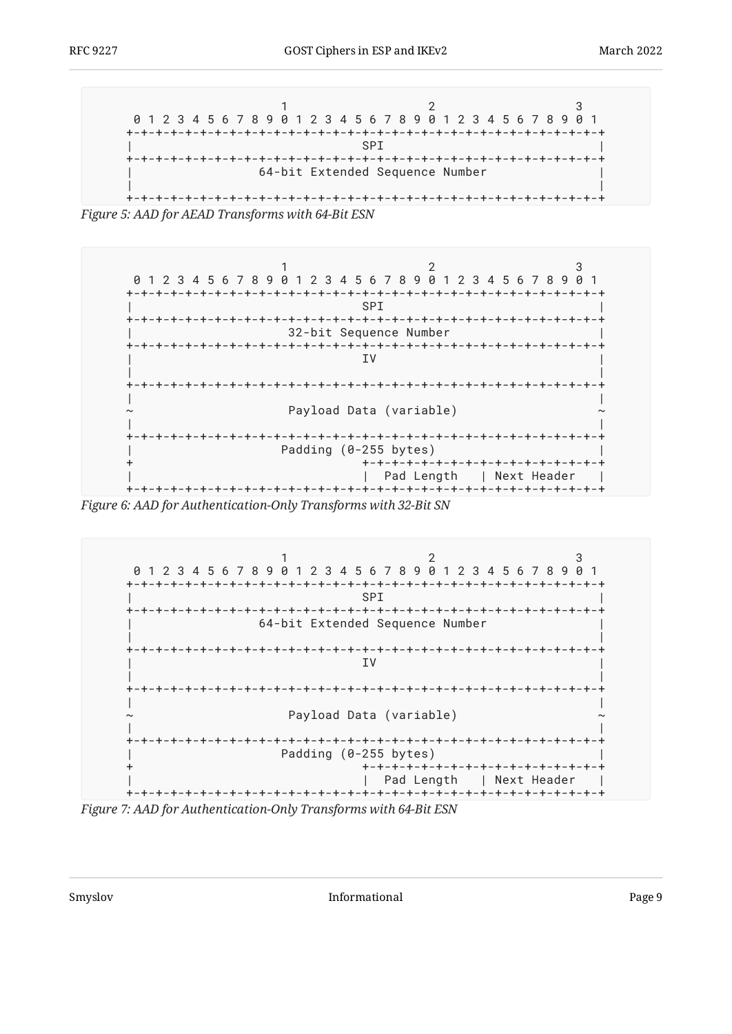```
                     1                   2                   3
 0 1 2 3 4 5 6 7 8 9 0 1 2 3 4 5 6 7 8 9 0 1 2 3 4 5 6 7 8 9 0 1
+-+-+-+-+-+-+-+-+-+-+-+-+-+-+-+-+-+-+-+-+-+-+-+-+-+-+-+-+-+-+-+-+
|                               SPI                             |
+-+-+-+-+-+-+-+-+-+-+-+-+-+-+-+-+-+-+-+-+-+-+-+-+-+-+-+-+-+-+-+-+
|                 64-bit Extended Sequence Number               |
|                                                               |
+-+-+-+-+-+-+-+-+-+-+-+-+-+-+-+-+-+-+-+-+-+-+-+-+-+-+-+-+-+-+-+-+
```

*Figure 5: AAD for AEAD Transforms with 64-Bit ESN*

```
                     1                   2                   3
 0 1 2 3 4 5 6 7 8 9 0 1 2 3 4 5 6 7 8 9 0 1 2 3 4 5 6 7 8 9 0 1
+-+-+-+-+-+-+-+-+-+-+-+-+-+-+-+-+-+-+-+-+-+-+-+-+-+-+-+-+-+-+-+-+
|                               SPI                             |
+-+-+-+-+-+-+-+-+-+-+-+-+-+-+-+-+-+-+-+-+-+-+-+-+-+-+-+-+-+-+-+-+
|                     32-bit Sequence Number                    |
+-+-+-+-+-+-+-+-+-+-+-+-+-+-+-+-+-+-+-+-+-+-+-+-+-+-+-+-+-+-+-+-+
|                               IV                              |
|                                                               |
+-+-+-+-+-+-+-+-+-+-+-+-+-+-+-+-+-+-+-+-+-+-+-+-+-+-+-+-+-+-+-+-+
|                                                               |
~                     Payload Data (variable)                   ~
|                                                               |
+-+-+-+-+-+-+-+-+-+-+-+-+-+-+-+-+-+-+-+-+-+-+-+-+-+-+-+-+-+-+-+-+
|                    Padding (0-255 bytes)                      |
+                               +-+-+-+-+-+-+-+-+-+-+-+-+-+-+-+-+
|                               |  Pad Length   | Next Header   |
+-+-+-+-+-+-+-+-+-+-+-+-+-+-+-+-+-+-+-+-+-+-+-+-+-+-+-+-+-+-+-+-+
```

*Figure 6: AAD for Authentication-Only Transforms with 32-Bit SN*

```
                     1                   2                   3
 0 1 2 3 4 5 6 7 8 9 0 1 2 3 4 5 6 7 8 9 0 1 2 3 4 5 6 7 8 9 0 1
+-+-+-+-+-+-+-+-+-+-+-+-+-+-+-+-+-+-+-+-+-+-+-+-+-+-+-+-+-+-+-+-+
|                               SPI                             |
+-+-+-+-+-+-+-+-+-+-+-+-+-+-+-+-+-+-+-+-+-+-+-+-+-+-+-+-+-+-+-+-+
|                 64-bit Extended Sequence Number               |
|                                                               |
+-+-+-+-+-+-+-+-+-+-+-+-+-+-+-+-+-+-+-+-+-+-+-+-+-+-+-+-+-+-+-+-+
|                               IV                              |
|                                                               |
+-+-+-+-+-+-+-+-+-+-+-+-+-+-+-+-+-+-+-+-+-+-+-+-+-+-+-+-+-+-+-+-+
|                                                               |
~                     Payload Data (variable)                   ~
|                                                               |
+-+-+-+-+-+-+-+-+-+-+-+-+-+-+-+-+-+-+-+-+-+-+-+-+-+-+-+-+-+-+-+-+
|                    Padding (0-255 bytes)                      |
+                               +-+-+-+-+-+-+-+-+-+-+-+-+-+-+-+-+
|                               |  Pad Length   | Next Header   |
+-+-+-+-+-+-+-+-+-+-+-+-+-+-+-+-+-+-+-+-+-+-+-+-+-+-+-+-+-+-+-+-+
```

*Figure 7: AAD for Authentication-Only Transforms with 64-Bit ESN*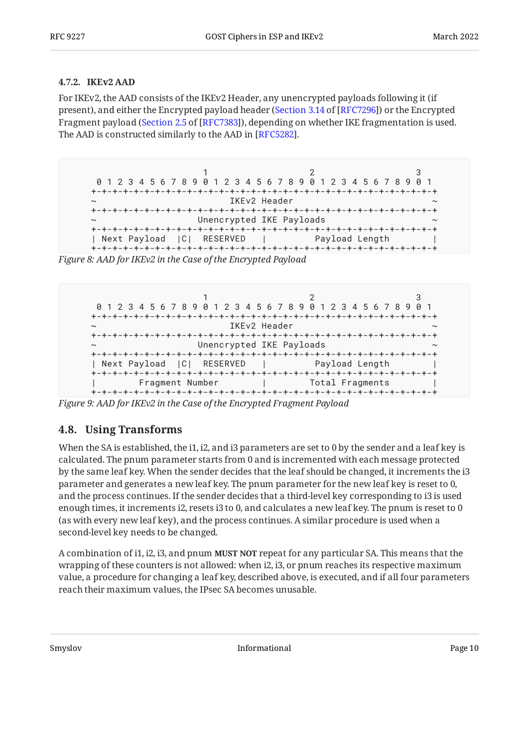#### 4.7.2. IKEv2 AAD

For IKEv2, the AAD consists of the IKEv2 Header, any unencrypted payloads following it (if present), and either the Encrypted payload header (Section 3.14 of [RFC7296]) or the Encrypted Fragment payload (Section 2.5 of [RFC7383]), depending on whether IKE fragmentation is used. The AAD is constructed similarly to the AAD in [RFC5282].

```
                     1                   2                   3
 0 1 2 3 4 5 6 7 8 9 0 1 2 3 4 5 6 7 8 9 0 1 2 3 4 5 6 7 8 9 0 1
+-+-+-+-+-+-+-+-+-+-+-+-+-+-+-+-+-+-+-+-+-+-+-+-+-+-+-+-+-+-+-+-+
~                          IKEv2 Header                         ~
+-+-+-+-+-+-+-+-+-+-+-+-+-+-+-+-+-+-+-+-+-+-+-+-+-+-+-+-+-+-+-+-+
~                    Unencrypted IKE Payloads                   ~
+-+-+-+-+-+-+-+-+-+-+-+-+-+-+-+-+-+-+-+-+-+-+-+-+-+-+-+-+-+-+-+-+
| Next Payload  |C|  RESERVED   |         Payload Length        |
+-+-+-+-+-+-+-+-+-+-+-+-+-+-+-+-+-+-+-+-+-+-+-+-+-+-+-+-+-+-+-+-+
```

*Figure 8: AAD for IKEv2 in the Case of the Encrypted Payload*

```
                     1                   2                   3
 0 1 2 3 4 5 6 7 8 9 0 1 2 3 4 5 6 7 8 9 0 1 2 3 4 5 6 7 8 9 0 1
+-+-+-+-+-+-+-+-+-+-+-+-+-+-+-+-+-+-+-+-+-+-+-+-+-+-+-+-+-+-+-+-+
~                          IKEv2 Header                         ~
+-+-+-+-+-+-+-+-+-+-+-+-+-+-+-+-+-+-+-+-+-+-+-+-+-+-+-+-+-+-+-+-+
~                    Unencrypted IKE Payloads                   ~
+-+-+-+-+-+-+-+-+-+-+-+-+-+-+-+-+-+-+-+-+-+-+-+-+-+-+-+-+-+-+-+-+
| Next Payload  |C|  RESERVED   |         Payload Length        |
+-+-+-+-+-+-+-+-+-+-+-+-+-+-+-+-+-+-+-+-+-+-+-+-+-+-+-+-+-+-+-+-+
|        Fragment Number        |        Total Fragments        |
+-+-+-+-+-+-+-+-+-+-+-+-+-+-+-+-+-+-+-+-+-+-+-+-+-+-+-+-+-+-+-+-+
```

*Figure 9: AAD for IKEv2 in the Case of the Encrypted Fragment Payload*

### 4.8. Using Transforms

When the SA is established, the i1, i2, and i3 parameters are set to 0 by the sender and a leaf key is calculated. The pnum parameter starts from 0 and is incremented with each message protected by the same leaf key. When the sender decides that the leaf should be changed, it increments the i3 parameter and generates a new leaf key. The pnum parameter for the new leaf key is reset to 0, and the process continues. If the sender decides that a third-level key corresponding to i3 is used enough times, it increments i2, resets i3 to 0, and calculates a new leaf key. The pnum is reset to 0 (as with every new leaf key), and the process continues. A similar procedure is used when a second-level key needs to be changed.

A combination of i1, i2, i3, and pnum **MUST NOT** repeat for any particular SA. This means that the wrapping of these counters is not allowed: when i2, i3, or pnum reaches its respective maximum value, a procedure for changing a leaf key, described above, is executed, and if all four parameters reach their maximum values, the IPsec SA becomes unusable.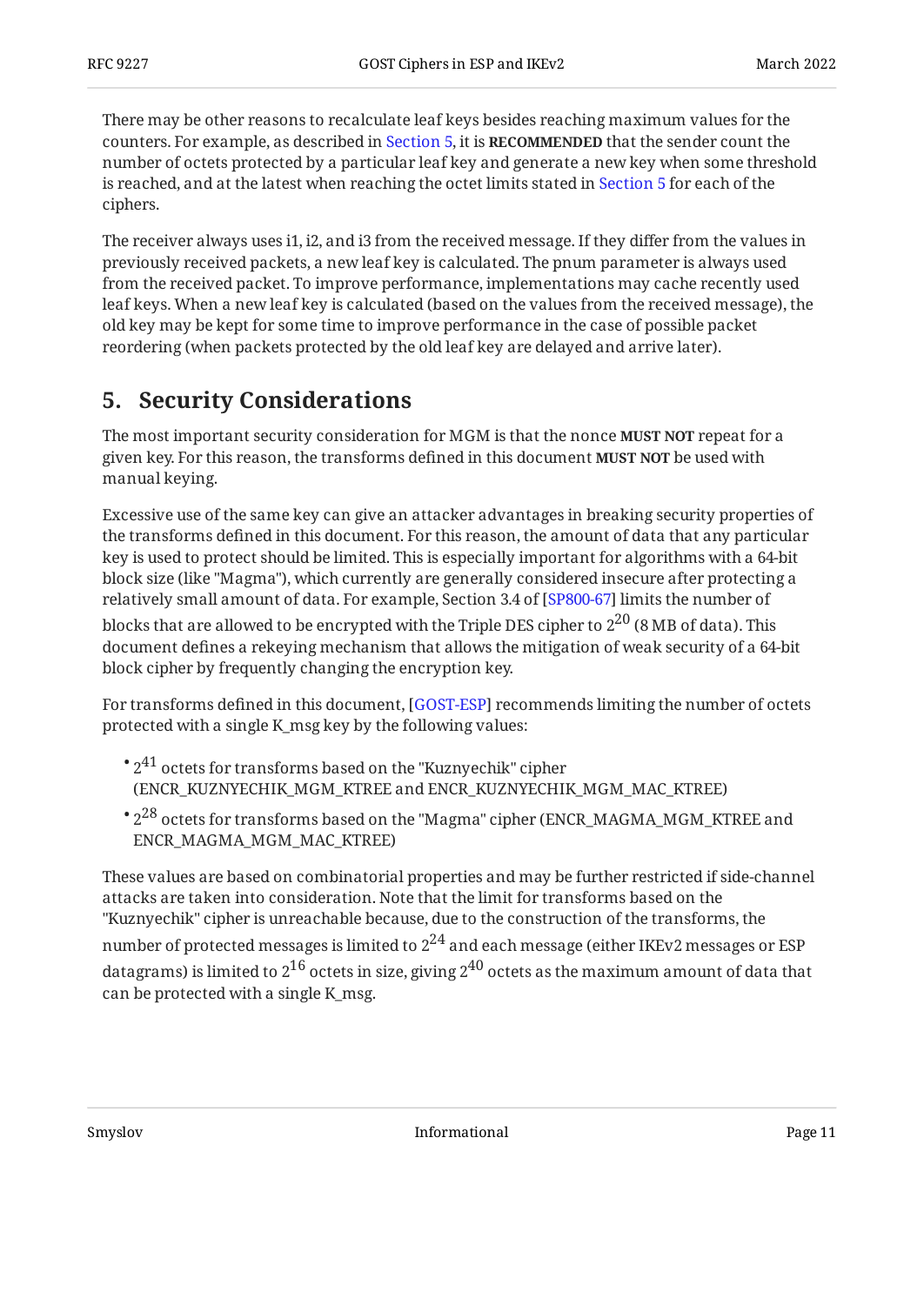There may be other reasons to recalculate leaf keys besides reaching maximum values for the counters. For example, as described in Section 5, it is **RECOMMENDED** that the sender count the number of octets protected by a particular leaf key and generate a new key when some threshold is reached, and at the latest when reaching the octet limits stated in Section 5 for each of the ciphers.

The receiver always uses i1, i2, and i3 from the received message. If they differ from the values in previously received packets, a new leaf key is calculated. The pnum parameter is always used from the received packet. To improve performance, implementations may cache recently used leaf keys. When a new leaf key is calculated (based on the values from the received message), the old key may be kept for some time to improve performance in the case of possible packet reordering (when packets protected by the old leaf key are delayed and arrive later).

## 5. Security Considerations

The most important security consideration for MGM is that the nonce **MUST NOT** repeat for a given key. For this reason, the transforms defined in this document **MUST NOT** be used with manual keying.

Excessive use of the same key can give an attacker advantages in breaking security properties of the transforms defined in this document. For this reason, the amount of data that any particular key is used to protect should be limited. This is especially important for algorithms with a 64-bit block size (like "Magma"), which currently are generally considered insecure after protecting a relatively small amount of data. For example, Section 3.4 of [SP800-67] limits the number of blocks that are allowed to be encrypted with the Triple DES cipher to $2^{20}$ (8 MB of data). This document defines a rekeying mechanism that allows the mitigation of weak security of a 64-bit block cipher by frequently changing the encryption key.

For transforms defined in this document, [GOST-ESP] recommends limiting the number of octets protected with a single K_msg key by the following values:

- $2^{41}$ octets for transforms based on the "Kuznyechik" cipher (ENCR_KUZNYECHIK_MGM_KTREE and ENCR_KUZNYECHIK_MGM_MAC_KTREE)
- $2^{28}$ octets for transforms based on the "Magma" cipher (ENCR_MAGMA_MGM_KTREE and ENCR_MAGMA_MGM_MAC_KTREE)

These values are based on combinatorial properties and may be further restricted if side-channel attacks are taken into consideration. Note that the limit for transforms based on the "Kuznyechik" cipher is unreachable because, due to the construction of the transforms, the number of protected messages is limited to $2^{24}$ and each message (either IKEv2 messages or ESP datagrams) is limited to $2^{16}$ octets in size, giving $2^{40}$ octets as the maximum amount of data that can be protected with a single K_msg.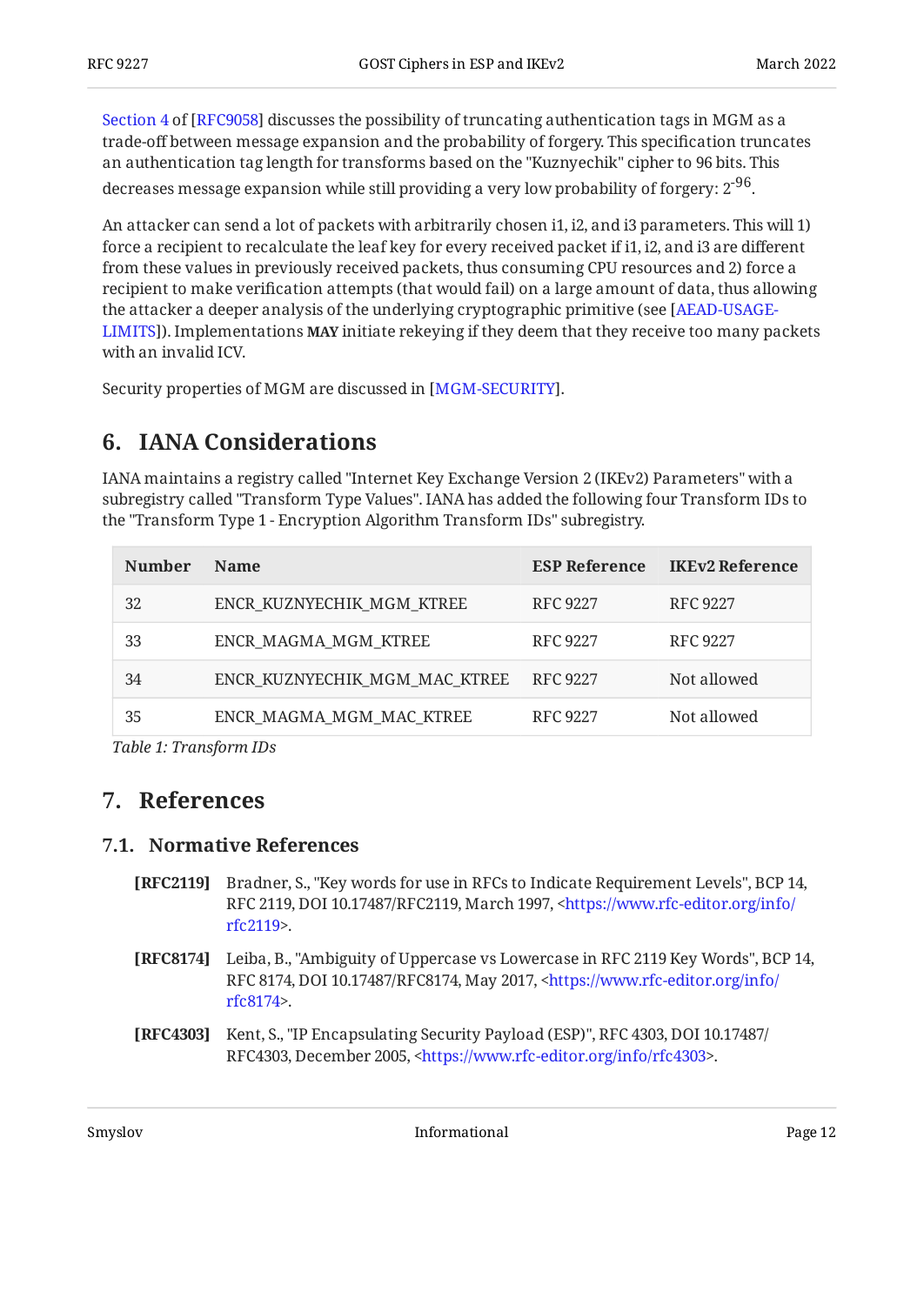Section 4 of [RFC9058] discusses the possibility of truncating authentication tags in MGM as a trade-off between message expansion and the probability of forgery. This specification truncates an authentication tag length for transforms based on the "Kuznyechik" cipher to 96 bits. This decreases message expansion while still providing a very low probability of forgery: $2^{-96}$.

An attacker can send a lot of packets with arbitrarily chosen i1, i2, and i3 parameters. This will 1) force a recipient to recalculate the leaf key for every received packet if i1, i2, and i3 are different from these values in previously received packets, thus consuming CPU resources and 2) force a recipient to make verification attempts (that would fail) on a large amount of data, thus allowing the attacker a deeper analysis of the underlying cryptographic primitive (see [AEAD-USAGE-LIMITS]). Implementations **MAY** initiate rekeying if they deem that they receive too many packets with an invalid ICV.

Security properties of MGM are discussed in [MGM-SECURITY].

## 6. IANA Considerations

IANA maintains a registry called "Internet Key Exchange Version 2 (IKEv2) Parameters" with a subregistry called "Transform Type Values". IANA has added the following four Transform IDs to the "Transform Type 1 - Encryption Algorithm Transform IDs" subregistry.

| Number | Name | ESP Reference | IKEv2 Reference |
|---|---|---|---|
| 32 | ENCR_KUZNYECHIK_MGM_KTREE | RFC 9227 | RFC 9227 |
| 33 | ENCR_MAGMA_MGM_KTREE | RFC 9227 | RFC 9227 |
| 34 | ENCR_KUZNYECHIK_MGM_MAC_KTREE | RFC 9227 | Not allowed |
| 35 | ENCR_MAGMA_MGM_MAC_KTREE | RFC 9227 | Not allowed |

*Table 1: Transform IDs*

## 7. References

### 7.1. Normative References

**[RFC2119]** Bradner, S., "Key words for use in RFCs to Indicate Requirement Levels", BCP 14, RFC 2119, DOI 10.17487/RFC2119, March 1997, <https://www.rfc-editor.org/info/rfc2119>.

**[RFC8174]** Leiba, B., "Ambiguity of Uppercase vs Lowercase in RFC 2119 Key Words", BCP 14, RFC 8174, DOI 10.17487/RFC8174, May 2017, <https://www.rfc-editor.org/info/rfc8174>.

**[RFC4303]** Kent, S., "IP Encapsulating Security Payload (ESP)", RFC 4303, DOI 10.17487/RFC4303, December 2005, <https://www.rfc-editor.org/info/rfc4303>.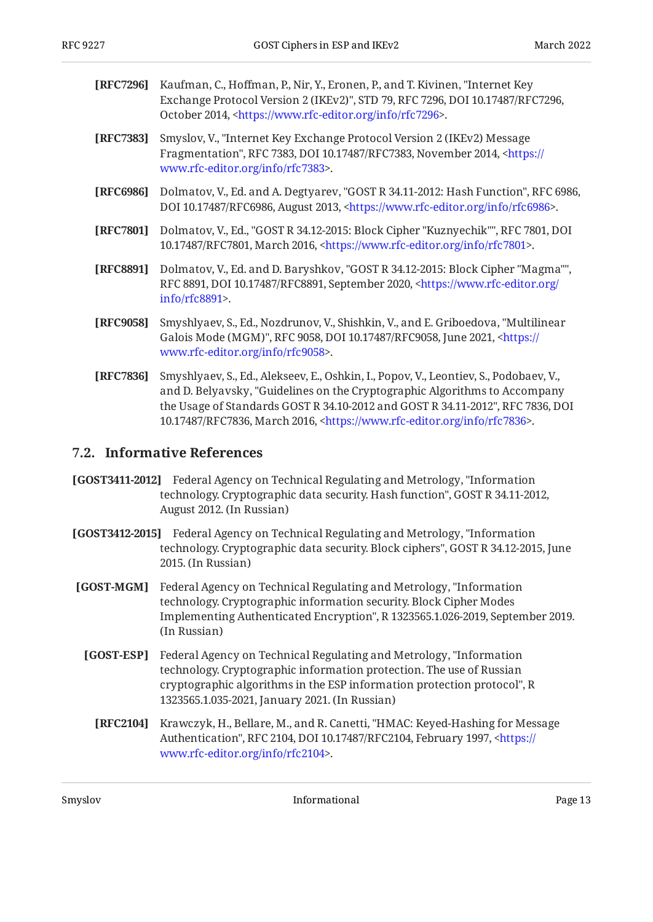**[RFC7296]** Kaufman, C., Hoffman, P., Nir, Y., Eronen, P., and T. Kivinen, "Internet Key Exchange Protocol Version 2 (IKEv2)", STD 79, RFC 7296, DOI 10.17487/RFC7296, October 2014, <https://www.rfc-editor.org/info/rfc7296>.

**[RFC7383]** Smyslov, V., "Internet Key Exchange Protocol Version 2 (IKEv2) Message Fragmentation", RFC 7383, DOI 10.17487/RFC7383, November 2014, <https://www.rfc-editor.org/info/rfc7383>.

**[RFC6986]** Dolmatov, V., Ed. and A. Degtyarev, "GOST R 34.11-2012: Hash Function", RFC 6986, DOI 10.17487/RFC6986, August 2013, <https://www.rfc-editor.org/info/rfc6986>.

**[RFC7801]** Dolmatov, V., Ed., "GOST R 34.12-2015: Block Cipher "Kuznyechik"", RFC 7801, DOI 10.17487/RFC7801, March 2016, <https://www.rfc-editor.org/info/rfc7801>.

**[RFC8891]** Dolmatov, V., Ed. and D. Baryshkov, "GOST R 34.12-2015: Block Cipher "Magma"", RFC 8891, DOI 10.17487/RFC8891, September 2020, <https://www.rfc-editor.org/info/rfc8891>.

**[RFC9058]** Smyshlyaev, S., Ed., Nozdrunov, V., Shishkin, V., and E. Griboedova, "Multilinear Galois Mode (MGM)", RFC 9058, DOI 10.17487/RFC9058, June 2021, <https://www.rfc-editor.org/info/rfc9058>.

**[RFC7836]** Smyshlyaev, S., Ed., Alekseev, E., Oshkin, I., Popov, V., Leontiev, S., Podobaev, V., and D. Belyavsky, "Guidelines on the Cryptographic Algorithms to Accompany the Usage of Standards GOST R 34.10-2012 and GOST R 34.11-2012", RFC 7836, DOI 10.17487/RFC7836, March 2016, <https://www.rfc-editor.org/info/rfc7836>.

## 7.2. Informative References

**[GOST3411-2012]** Federal Agency on Technical Regulating and Metrology, "Information technology. Cryptographic data security. Hash function", GOST R 34.11-2012, August 2012. (In Russian)

**[GOST3412-2015]** Federal Agency on Technical Regulating and Metrology, "Information technology. Cryptographic data security. Block ciphers", GOST R 34.12-2015, June 2015. (In Russian)

**[GOST-MGM]** Federal Agency on Technical Regulating and Metrology, "Information technology. Cryptographic information security. Block Cipher Modes Implementing Authenticated Encryption", R 1323565.1.026-2019, September 2019. (In Russian)

**[GOST-ESP]** Federal Agency on Technical Regulating and Metrology, "Information technology. Cryptographic information protection. The use of Russian cryptographic algorithms in the ESP information protection protocol", R 1323565.1.035-2021, January 2021. (In Russian)

**[RFC2104]** Krawczyk, H., Bellare, M., and R. Canetti, "HMAC: Keyed-Hashing for Message Authentication", RFC 2104, DOI 10.17487/RFC2104, February 1997, <https://www.rfc-editor.org/info/rfc2104>.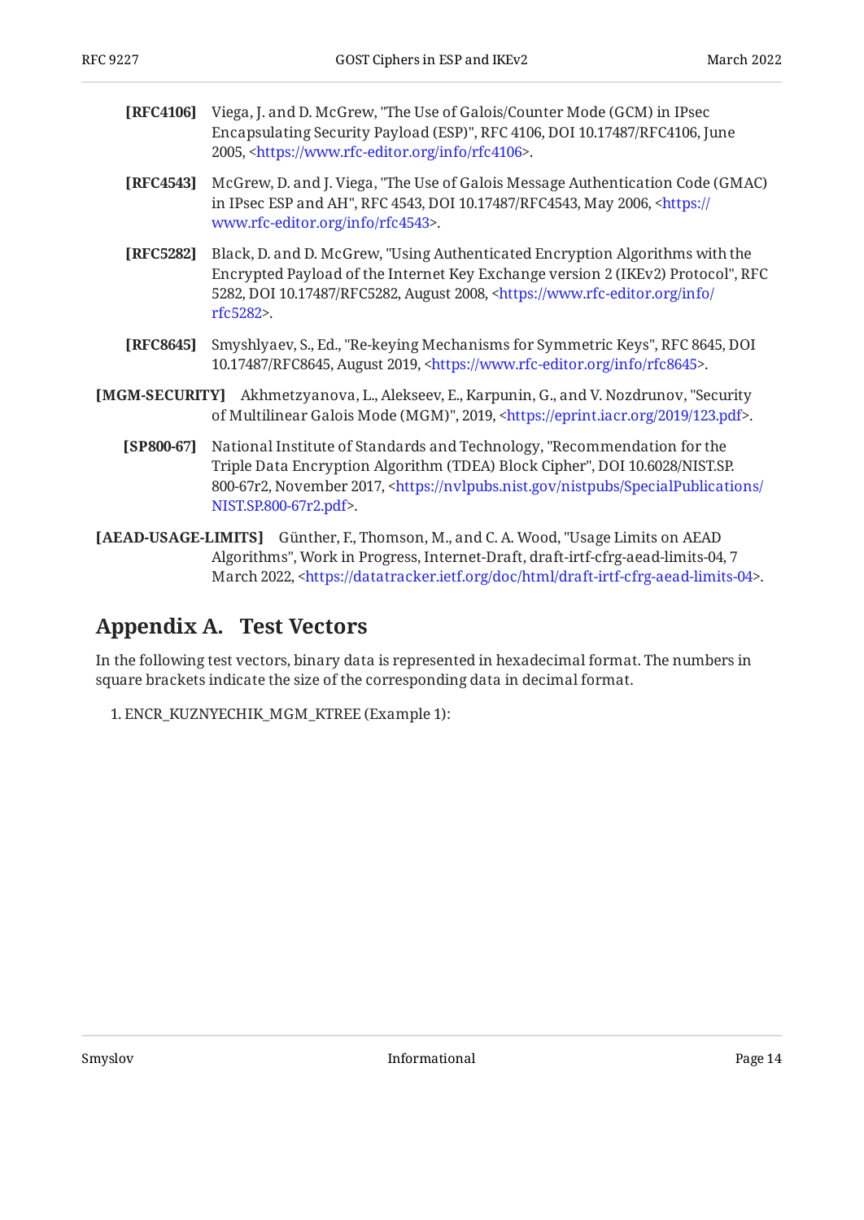**[RFC4106]** Viega, J. and D. McGrew, "The Use of Galois/Counter Mode (GCM) in IPsec Encapsulating Security Payload (ESP)", RFC 4106, DOI 10.17487/RFC4106, June 2005, <https://www.rfc-editor.org/info/rfc4106>.

**[RFC4543]** McGrew, D. and J. Viega, "The Use of Galois Message Authentication Code (GMAC) in IPsec ESP and AH", RFC 4543, DOI 10.17487/RFC4543, May 2006, <https://www.rfc-editor.org/info/rfc4543>.

**[RFC5282]** Black, D. and D. McGrew, "Using Authenticated Encryption Algorithms with the Encrypted Payload of the Internet Key Exchange version 2 (IKEv2) Protocol", RFC 5282, DOI 10.17487/RFC5282, August 2008, <https://www.rfc-editor.org/info/rfc5282>.

**[RFC8645]** Smyshlyaev, S., Ed., "Re-keying Mechanisms for Symmetric Keys", RFC 8645, DOI 10.17487/RFC8645, August 2019, <https://www.rfc-editor.org/info/rfc8645>.

**[MGM-SECURITY]** Akhmetzyanova, L., Alekseev, E., Karpunin, G., and V. Nozdrunov, "Security of Multilinear Galois Mode (MGM)", 2019, <https://eprint.iacr.org/2019/123.pdf>.

**[SP800-67]** National Institute of Standards and Technology, "Recommendation for the Triple Data Encryption Algorithm (TDEA) Block Cipher", DOI 10.6028/NIST.SP.800-67r2, November 2017, <https://nvlpubs.nist.gov/nistpubs/SpecialPublications/NIST.SP.800-67r2.pdf>.

**[AEAD-USAGE-LIMITS]** Günther, F., Thomson, M., and C. A. Wood, "Usage Limits on AEAD Algorithms", Work in Progress, Internet-Draft, draft-irtf-cfrg-aead-limits-04, 7 March 2022, <https://datatracker.ietf.org/doc/html/draft-irtf-cfrg-aead-limits-04>.

# Appendix A. Test Vectors

In the following test vectors, binary data is represented in hexadecimal format. The numbers in square brackets indicate the size of the corresponding data in decimal format.

1. ENCR_KUZNYECHIK_MGM_KTREE (Example 1):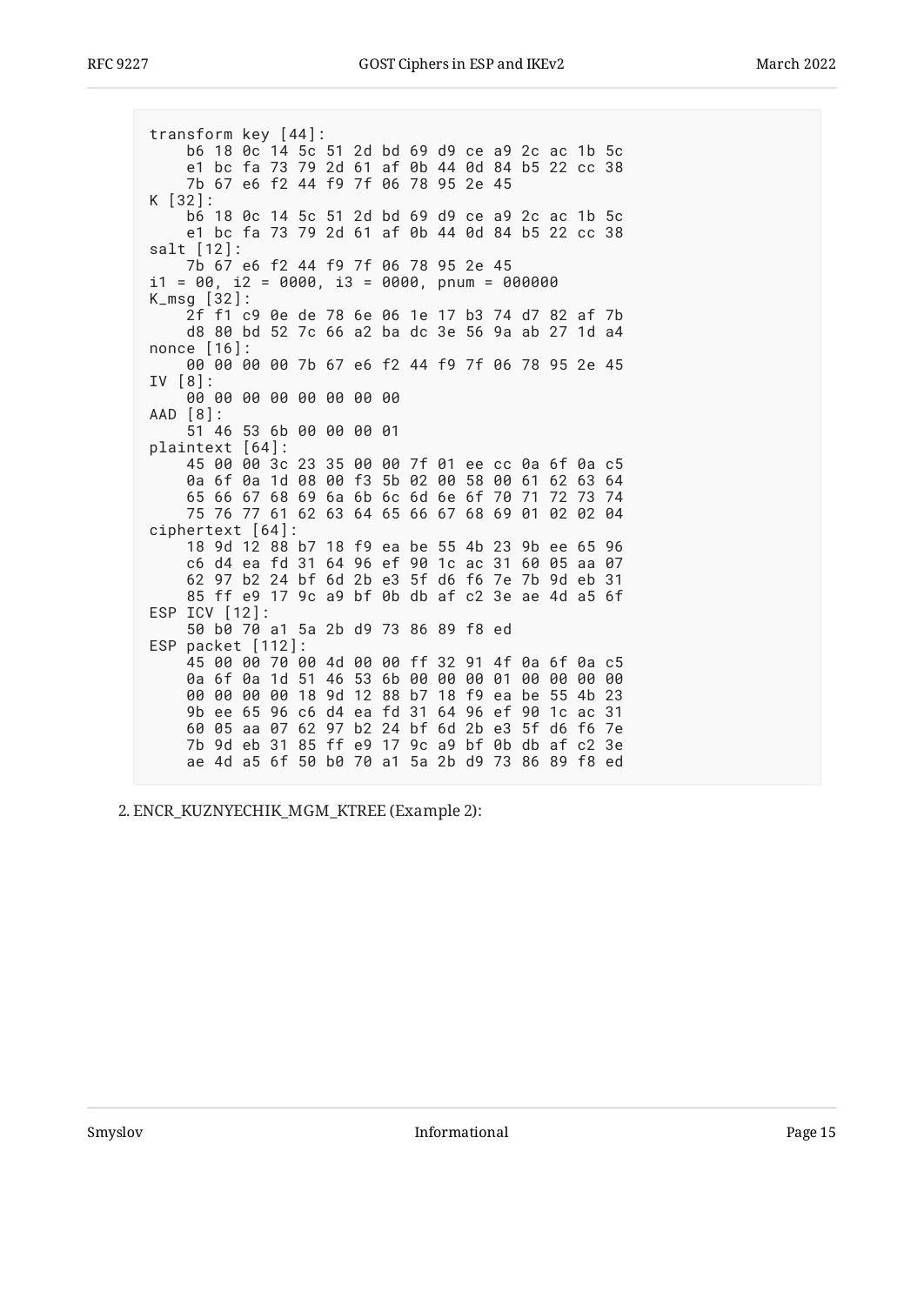```
transform key [44]:
    b6 18 0c 14 5c 51 2d bd 69 d9 ce a9 2c ac 1b 5c
    e1 bc fa 73 79 2d 61 af 0b 44 0d 84 b5 22 cc 38
    7b 67 e6 f2 44 f9 7f 06 78 95 2e 45
K [32]:
    b6 18 0c 14 5c 51 2d bd 69 d9 ce a9 2c ac 1b 5c
    e1 bc fa 73 79 2d 61 af 0b 44 0d 84 b5 22 cc 38
salt [12]:
    7b 67 e6 f2 44 f9 7f 06 78 95 2e 45
i1 = 00, i2 = 0000, i3 = 0000, pnum = 000000
K_msg [32]:
    2f f1 c9 0e de 78 6e 06 1e 17 b3 74 d7 82 af 7b
    d8 80 bd 52 7c 66 a2 ba dc 3e 56 9a ab 27 1d a4
nonce [16]:
    00 00 00 00 7b 67 e6 f2 44 f9 7f 06 78 95 2e 45
IV [8]:
    00 00 00 00 00 00 00 00
AAD [8]:
    51 46 53 6b 00 00 00 01
plaintext [64]:
    45 00 00 3c 23 35 00 00 7f 01 ee cc 0a 6f 0a c5
    0a 6f 0a 1d 08 00 f3 5b 02 00 58 00 61 62 63 64
    65 66 67 68 69 6a 6b 6c 6d 6e 6f 70 71 72 73 74
    75 76 77 61 62 63 64 65 66 67 68 69 01 02 02 04
ciphertext [64]:
    18 9d 12 88 b7 18 f9 ea be 55 4b 23 9b ee 65 96
    c6 d4 ea fd 31 64 96 ef 90 1c ac 31 60 05 aa 07
    62 97 b2 24 bf 6d 2b e3 5f d6 f6 7e 7b 9d eb 31
    85 ff e9 17 9c a9 bf 0b db af c2 3e ae 4d a5 6f
ESP ICV [12]:
    50 b0 70 a1 5a 2b d9 73 86 89 f8 ed
ESP packet [112]:
    45 00 00 70 00 4d 00 00 ff 32 91 4f 0a 6f 0a c5
    0a 6f 0a 1d 51 46 53 6b 00 00 00 01 00 00 00 00
    00 00 00 00 18 9d 12 88 b7 18 f9 ea be 55 4b 23
    9b ee 65 96 c6 d4 ea fd 31 64 96 ef 90 1c ac 31
    60 05 aa 07 62 97 b2 24 bf 6d 2b e3 5f d6 f6 7e
    7b 9d eb 31 85 ff e9 17 9c a9 bf 0b db af c2 3e
    ae 4d a5 6f 50 b0 70 a1 5a 2b d9 73 86 89 f8 ed
```

2. ENCR_KUZNYECHIK_MGM_KTREE (Example 2):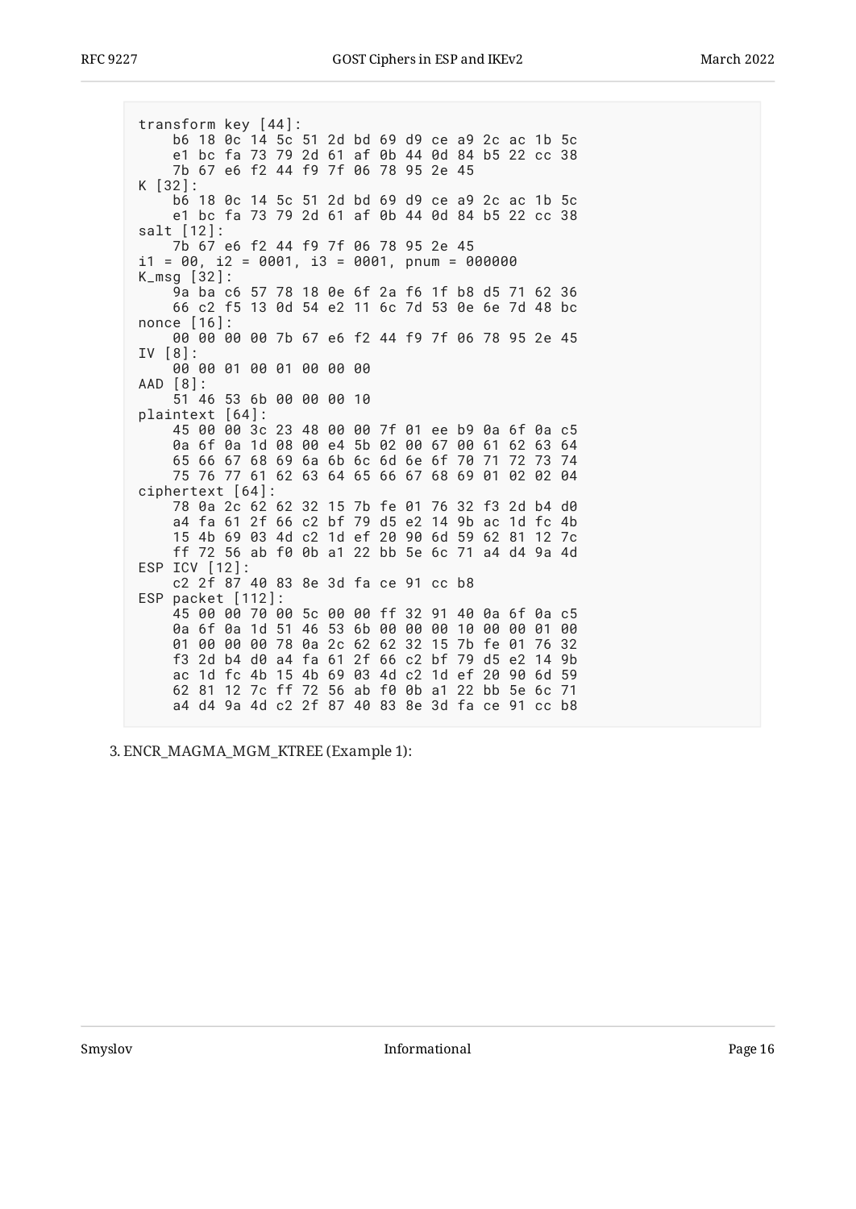```
transform key [44]:
    b6 18 0c 14 5c 51 2d bd 69 d9 ce a9 2c ac 1b 5c
    e1 bc fa 73 79 2d 61 af 0b 44 0d 84 b5 22 cc 38
    7b 67 e6 f2 44 f9 7f 06 78 95 2e 45
K [32]:
    b6 18 0c 14 5c 51 2d bd 69 d9 ce a9 2c ac 1b 5c
    e1 bc fa 73 79 2d 61 af 0b 44 0d 84 b5 22 cc 38
salt [12]:
    7b 67 e6 f2 44 f9 7f 06 78 95 2e 45
i1 = 00, i2 = 0001, i3 = 0001, pnum = 000000
K_msg [32]:
    9a ba c6 57 78 18 0e 6f 2a f6 1f b8 d5 71 62 36
    66 c2 f5 13 0d 54 e2 11 6c 7d 53 0e 6e 7d 48 bc
nonce [16]:
    00 00 00 00 7b 67 e6 f2 44 f9 7f 06 78 95 2e 45
IV [8]:
    00 00 01 00 01 00 00 00
AAD [8]:
    51 46 53 6b 00 00 00 10
plaintext [64]:
    45 00 00 3c 23 48 00 00 7f 01 ee b9 0a 6f 0a c5
    0a 6f 0a 1d 08 00 e4 5b 02 00 67 00 61 62 63 64
    65 66 67 68 69 6a 6b 6c 6d 6e 6f 70 71 72 73 74
    75 76 77 61 62 63 64 65 66 67 68 69 01 02 02 04
ciphertext [64]:
    78 0a 2c 62 62 32 15 7b fe 01 76 32 f3 2d b4 d0
    a4 fa 61 2f 66 c2 bf 79 d5 e2 14 9b ac 1d fc 4b
    15 4b 69 03 4d c2 1d ef 20 90 6d 59 62 81 12 7c
    ff 72 56 ab f0 0b a1 22 bb 5e 6c 71 a4 d4 9a 4d
ESP ICV [12]:
    c2 2f 87 40 83 8e 3d fa ce 91 cc b8
ESP packet [112]:
    45 00 00 70 00 5c 00 00 ff 32 91 40 0a 6f 0a c5
    0a 6f 0a 1d 51 46 53 6b 00 00 00 10 00 00 01 00
    01 00 00 00 78 0a 2c 62 62 32 15 7b fe 01 76 32
    f3 2d b4 d0 a4 fa 61 2f 66 c2 bf 79 d5 e2 14 9b
    ac 1d fc 4b 15 4b 69 03 4d c2 1d ef 20 90 6d 59
    62 81 12 7c ff 72 56 ab f0 0b a1 22 bb 5e 6c 71
    a4 d4 9a 4d c2 2f 87 40 83 8e 3d fa ce 91 cc b8
```

3. ENCR_MAGMA_MGM_KTREE (Example 1):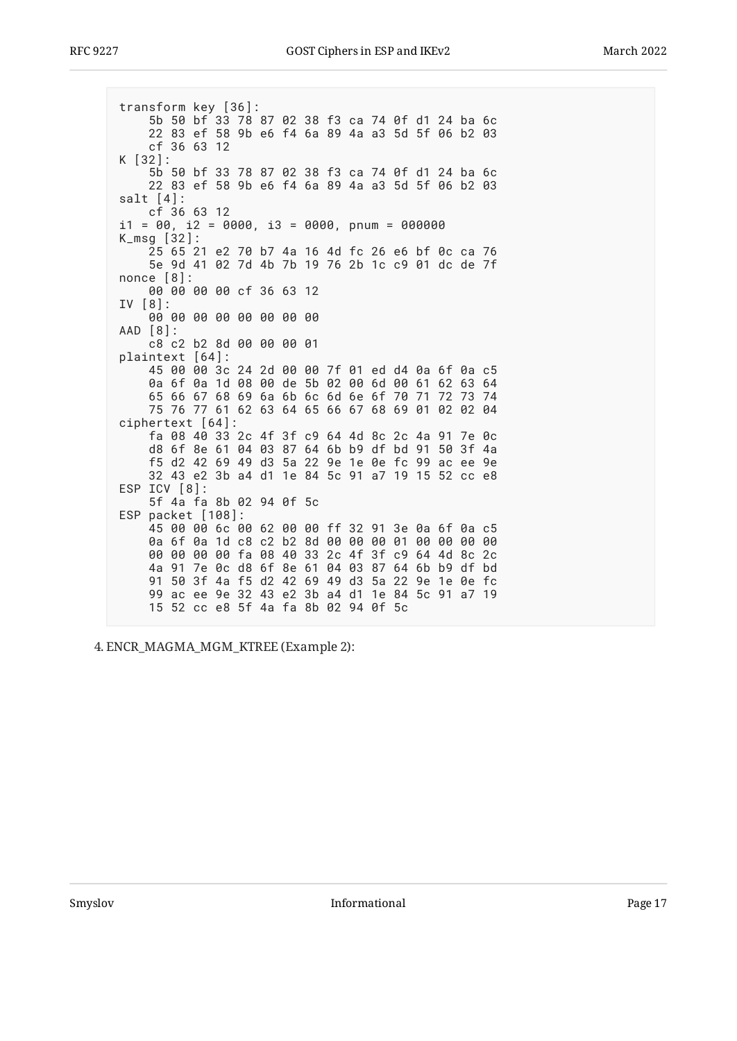```
transform key [36]:
    5b 50 bf 33 78 87 02 38 f3 ca 74 0f d1 24 ba 6c
    22 83 ef 58 9b e6 f4 6a 89 4a a3 5d 5f 06 b2 03
    cf 36 63 12
K [32]:
    5b 50 bf 33 78 87 02 38 f3 ca 74 0f d1 24 ba 6c
    22 83 ef 58 9b e6 f4 6a 89 4a a3 5d 5f 06 b2 03
salt [4]:
    cf 36 63 12
i1 = 00, i2 = 0000, i3 = 0000, pnum = 000000
K_msg [32]:
    25 65 21 e2 70 b7 4a 16 4d fc 26 e6 bf 0c ca 76
    5e 9d 41 02 7d 4b 7b 19 76 2b 1c c9 01 dc de 7f
nonce [8]:
    00 00 00 00 cf 36 63 12
IV [8]:
    00 00 00 00 00 00 00 00
AAD [8]:
    c8 c2 b2 8d 00 00 00 01
plaintext [64]:
    45 00 00 3c 24 2d 00 00 7f 01 ed d4 0a 6f 0a c5
    0a 6f 0a 1d 08 00 de 5b 02 00 6d 00 61 62 63 64
    65 66 67 68 69 6a 6b 6c 6d 6e 6f 70 71 72 73 74
    75 76 77 61 62 63 64 65 66 67 68 69 01 02 02 04
ciphertext [64]:
    fa 08 40 33 2c 4f 3f c9 64 4d 8c 2c 4a 91 7e 0c
    d8 6f 8e 61 04 03 87 64 6b b9 df bd 91 50 3f 4a
    f5 d2 42 69 49 d3 5a 22 9e 1e 0e fc 99 ac ee 9e
    32 43 e2 3b a4 d1 1e 84 5c 91 a7 19 15 52 cc e8
ESP ICV [8]:
    5f 4a fa 8b 02 94 0f 5c
ESP packet [108]:
    45 00 00 6c 00 62 00 00 ff 32 91 3e 0a 6f 0a c5
    0a 6f 0a 1d c8 c2 b2 8d 00 00 00 01 00 00 00 00
    00 00 00 00 fa 08 40 33 2c 4f 3f c9 64 4d 8c 2c
    4a 91 7e 0c d8 6f 8e 61 04 03 87 64 6b b9 df bd
    91 50 3f 4a f5 d2 42 69 49 d3 5a 22 9e 1e 0e fc
    99 ac ee 9e 32 43 e2 3b a4 d1 1e 84 5c 91 a7 19
    15 52 cc e8 5f 4a fa 8b 02 94 0f 5c
```

4. ENCR_MAGMA_MGM_KTREE (Example 2):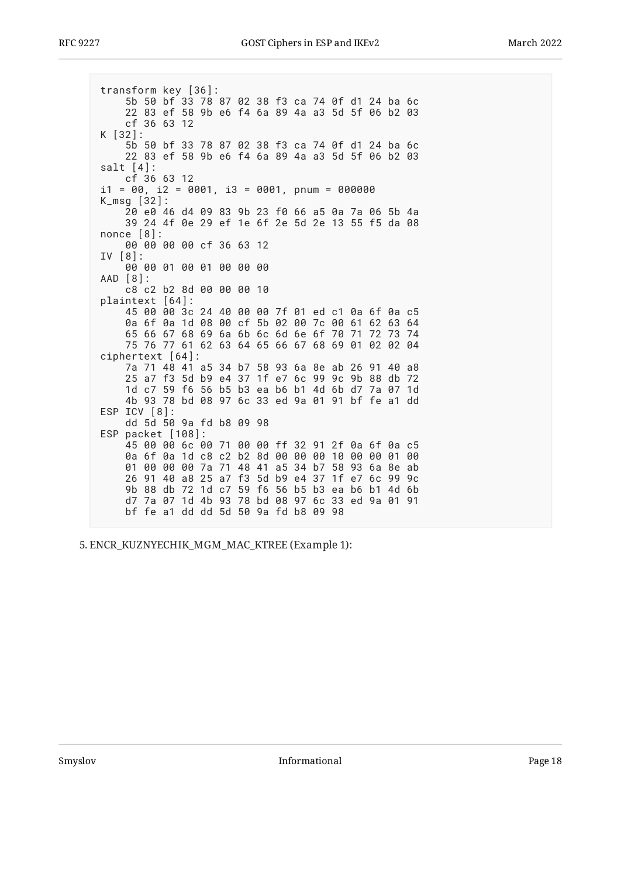```
transform key [36]:
    5b 50 bf 33 78 87 02 38 f3 ca 74 0f d1 24 ba 6c
    22 83 ef 58 9b e6 f4 6a 89 4a a3 5d 5f 06 b2 03
    cf 36 63 12
K [32]:
    5b 50 bf 33 78 87 02 38 f3 ca 74 0f d1 24 ba 6c
    22 83 ef 58 9b e6 f4 6a 89 4a a3 5d 5f 06 b2 03
salt [4]:
    cf 36 63 12
i1 = 00, i2 = 0001, i3 = 0001, pnum = 000000
K_msg [32]:
    20 e0 46 d4 09 83 9b 23 f0 66 a5 0a 7a 06 5b 4a
    39 24 4f 0e 29 ef 1e 6f 2e 5d 2e 13 55 f5 da 08
nonce [8]:
    00 00 00 00 cf 36 63 12
IV [8]:
    00 00 01 00 01 00 00 00
AAD [8]:
    c8 c2 b2 8d 00 00 00 10
plaintext [64]:
    45 00 00 3c 24 40 00 00 7f 01 ed c1 0a 6f 0a c5
    0a 6f 0a 1d 08 00 cf 5b 02 00 7c 00 61 62 63 64
    65 66 67 68 69 6a 6b 6c 6d 6e 6f 70 71 72 73 74
    75 76 77 61 62 63 64 65 66 67 68 69 01 02 02 04
ciphertext [64]:
    7a 71 48 41 a5 34 b7 58 93 6a 8e ab 26 91 40 a8
    25 a7 f3 5d b9 e4 37 1f e7 6c 99 9c 9b 88 db 72
    1d c7 59 f6 56 b5 b3 ea b6 b1 4d 6b d7 7a 07 1d
    4b 93 78 bd 08 97 6c 33 ed 9a 01 91 bf fe a1 dd
ESP ICV [8]:
    dd 5d 50 9a fd b8 09 98
ESP packet [108]:
    45 00 00 6c 00 71 00 00 ff 32 91 2f 0a 6f 0a c5
    0a 6f 0a 1d c8 c2 b2 8d 00 00 00 10 00 00 01 00
    01 00 00 00 7a 71 48 41 a5 34 b7 58 93 6a 8e ab
    26 91 40 a8 25 a7 f3 5d b9 e4 37 1f e7 6c 99 9c
    9b 88 db 72 1d c7 59 f6 56 b5 b3 ea b6 b1 4d 6b
    d7 7a 07 1d 4b 93 78 bd 08 97 6c 33 ed 9a 01 91
    bf fe a1 dd dd 5d 50 9a fd b8 09 98
```

5. ENCR_KUZNYECHIK_MGM_MAC_KTREE (Example 1):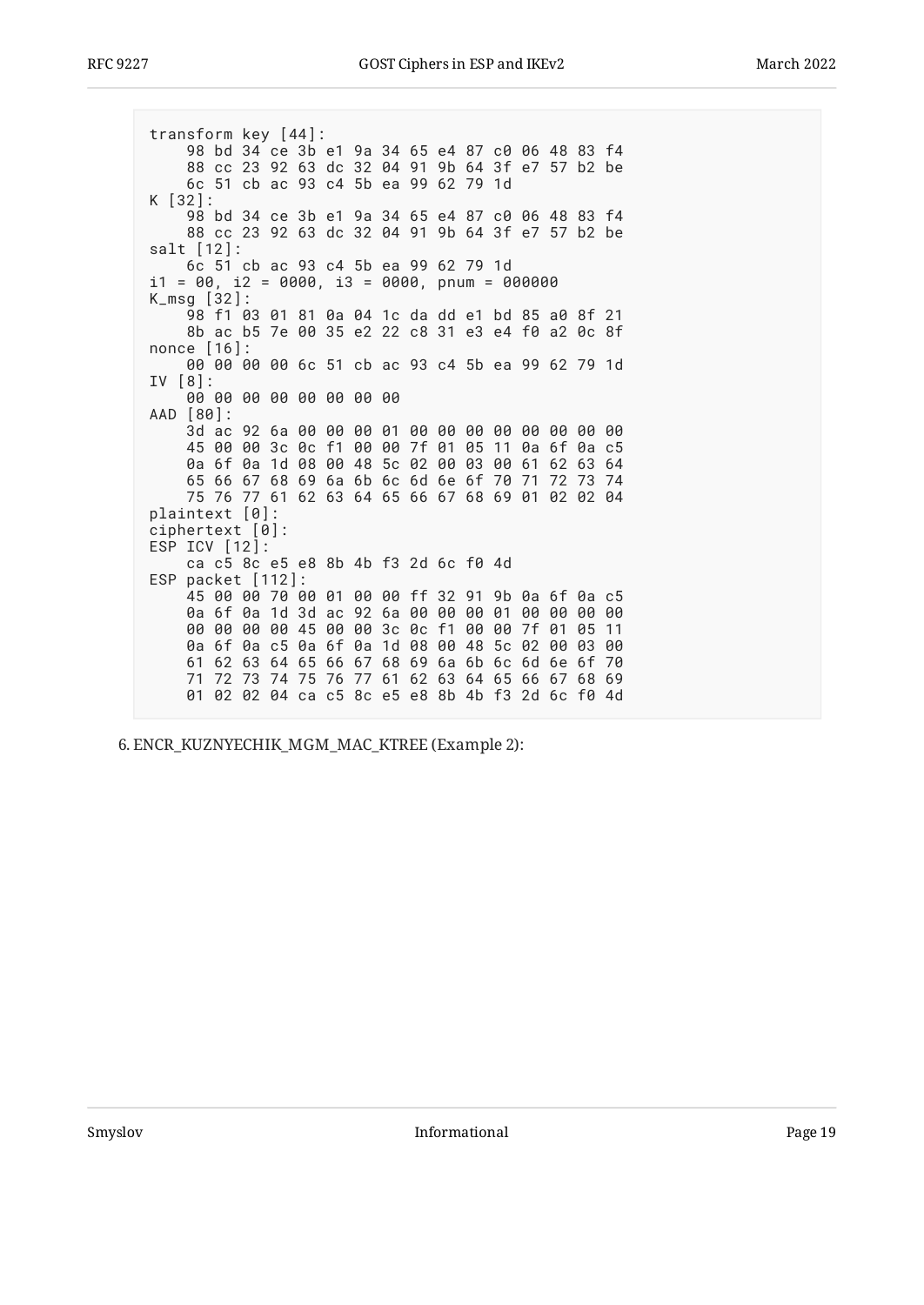```
transform key [44]:
    98 bd 34 ce 3b e1 9a 34 65 e4 87 c0 06 48 83 f4
    88 cc 23 92 63 dc 32 04 91 9b 64 3f e7 57 b2 be
    6c 51 cb ac 93 c4 5b ea 99 62 79 1d
K [32]:
    98 bd 34 ce 3b e1 9a 34 65 e4 87 c0 06 48 83 f4
    88 cc 23 92 63 dc 32 04 91 9b 64 3f e7 57 b2 be
salt [12]:
    6c 51 cb ac 93 c4 5b ea 99 62 79 1d
i1 = 00, i2 = 0000, i3 = 0000, pnum = 000000
K_msg [32]:
    98 f1 03 01 81 0a 04 1c da dd e1 bd 85 a0 8f 21
    8b ac b5 7e 00 35 e2 22 c8 31 e3 e4 f0 a2 0c 8f
nonce [16]:
    00 00 00 00 6c 51 cb ac 93 c4 5b ea 99 62 79 1d
IV [8]:
    00 00 00 00 00 00 00 00
AAD [80]:
    3d ac 92 6a 00 00 00 01 00 00 00 00 00 00 00 00
    45 00 00 3c 0c f1 00 00 7f 01 05 11 0a 6f 0a c5
    0a 6f 0a 1d 08 00 48 5c 02 00 03 00 61 62 63 64
    65 66 67 68 69 6a 6b 6c 6d 6e 6f 70 71 72 73 74
    75 76 77 61 62 63 64 65 66 67 68 69 01 02 02 04
plaintext [0]:
ciphertext [0]:
ESP ICV [12]:
    ca c5 8c e5 e8 8b 4b f3 2d 6c f0 4d
ESP packet [112]:
    45 00 00 70 00 01 00 00 ff 32 91 9b 0a 6f 0a c5
    0a 6f 0a 1d 3d ac 92 6a 00 00 00 01 00 00 00 00
    00 00 00 00 45 00 00 3c 0c f1 00 00 7f 01 05 11
    0a 6f 0a c5 0a 6f 0a 1d 08 00 48 5c 02 00 03 00
    61 62 63 64 65 66 67 68 69 6a 6b 6c 6d 6e 6f 70
    71 72 73 74 75 76 77 61 62 63 64 65 66 67 68 69
    01 02 02 04 ca c5 8c e5 e8 8b 4b f3 2d 6c f0 4d
```

6. ENCR_KUZNYECHIK_MGM_MAC_KTREE (Example 2):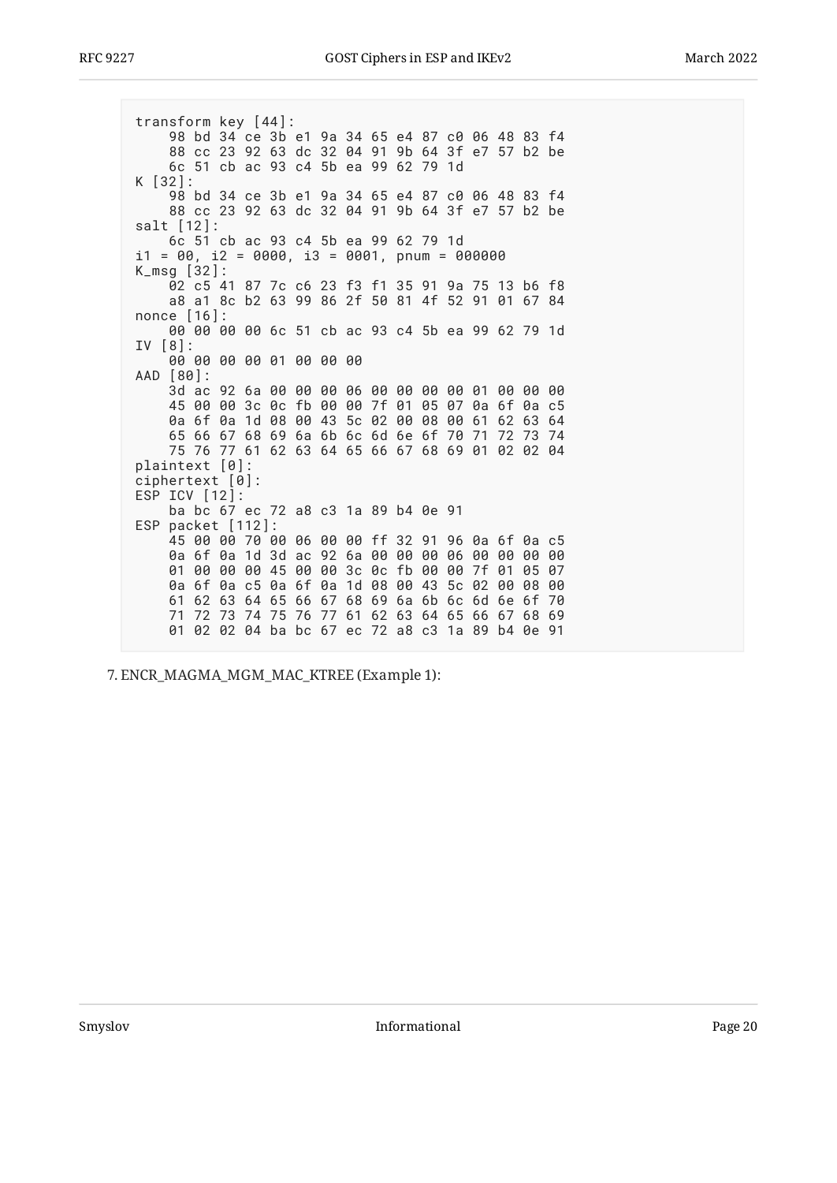```
transform key [44]:
    98 bd 34 ce 3b e1 9a 34 65 e4 87 c0 06 48 83 f4
    88 cc 23 92 63 dc 32 04 91 9b 64 3f e7 57 b2 be
    6c 51 cb ac 93 c4 5b ea 99 62 79 1d
K [32]:
    98 bd 34 ce 3b e1 9a 34 65 e4 87 c0 06 48 83 f4
    88 cc 23 92 63 dc 32 04 91 9b 64 3f e7 57 b2 be
salt [12]:
    6c 51 cb ac 93 c4 5b ea 99 62 79 1d
i1 = 00, i2 = 0000, i3 = 0001, pnum = 000000
K_msg [32]:
    02 c5 41 87 7c c6 23 f3 f1 35 91 9a 75 13 b6 f8
    a8 a1 8c b2 63 99 86 2f 50 81 4f 52 91 01 67 84
nonce [16]:
    00 00 00 00 6c 51 cb ac 93 c4 5b ea 99 62 79 1d
IV [8]:
    00 00 00 00 01 00 00 00
AAD [80]:
    3d ac 92 6a 00 00 00 06 00 00 00 00 01 00 00 00
    45 00 00 3c 0c fb 00 00 7f 01 05 07 0a 6f 0a c5
    0a 6f 0a 1d 08 00 43 5c 02 00 08 00 61 62 63 64
    65 66 67 68 69 6a 6b 6c 6d 6e 6f 70 71 72 73 74
    75 76 77 61 62 63 64 65 66 67 68 69 01 02 02 04
plaintext [0]:
ciphertext [0]:
ESP ICV [12]:
    ba bc 67 ec 72 a8 c3 1a 89 b4 0e 91
ESP packet [112]:
    45 00 00 70 00 06 00 00 ff 32 91 96 0a 6f 0a c5
    0a 6f 0a 1d 3d ac 92 6a 00 00 00 06 00 00 00 00
    01 00 00 00 45 00 00 3c 0c fb 00 00 7f 01 05 07
    0a 6f 0a c5 0a 6f 0a 1d 08 00 43 5c 02 00 08 00
    61 62 63 64 65 66 67 68 69 6a 6b 6c 6d 6e 6f 70
    71 72 73 74 75 76 77 61 62 63 64 65 66 67 68 69
    01 02 02 04 ba bc 67 ec 72 a8 c3 1a 89 b4 0e 91
```

7. ENCR_MAGMA_MGM_MAC_KTREE (Example 1):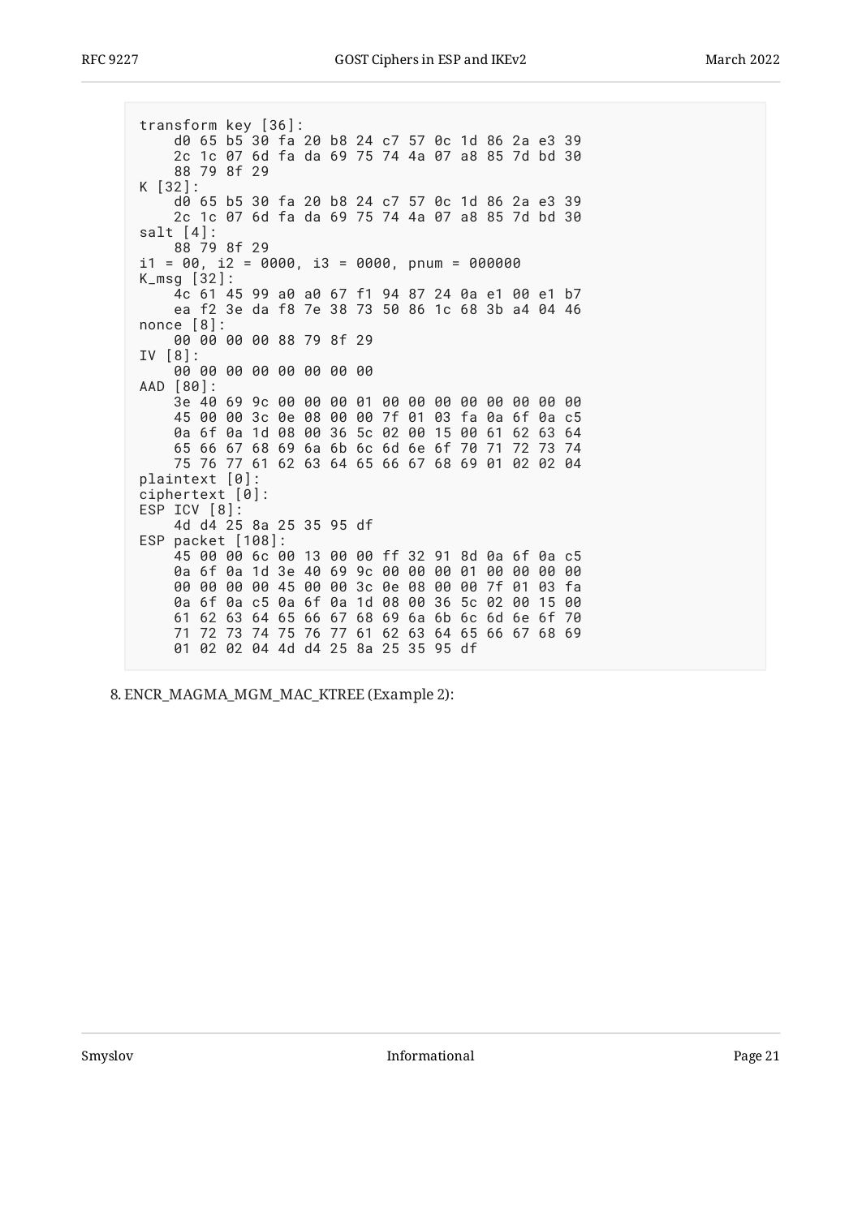```
transform key [36]:
    d0 65 b5 30 fa 20 b8 24 c7 57 0c 1d 86 2a e3 39
    2c 1c 07 6d fa da 69 75 74 4a 07 a8 85 7d bd 30
    88 79 8f 29
K [32]:
    d0 65 b5 30 fa 20 b8 24 c7 57 0c 1d 86 2a e3 39
    2c 1c 07 6d fa da 69 75 74 4a 07 a8 85 7d bd 30
salt [4]:
    88 79 8f 29
i1 = 00, i2 = 0000, i3 = 0000, pnum = 000000
K_msg [32]:
    4c 61 45 99 a0 a0 67 f1 94 87 24 0a e1 00 e1 b7
    ea f2 3e da f8 7e 38 73 50 86 1c 68 3b a4 04 46
nonce [8]:
    00 00 00 00 88 79 8f 29
IV [8]:
    00 00 00 00 00 00 00 00
AAD [80]:
    3e 40 69 9c 00 00 00 01 00 00 00 00 00 00 00 00
    45 00 00 3c 0e 08 00 00 7f 01 03 fa 0a 6f 0a c5
    0a 6f 0a 1d 08 00 36 5c 02 00 15 00 61 62 63 64
    65 66 67 68 69 6a 6b 6c 6d 6e 6f 70 71 72 73 74
    75 76 77 61 62 63 64 65 66 67 68 69 01 02 02 04
plaintext [0]:
ciphertext [0]:
ESP ICV [8]:
    4d d4 25 8a 25 35 95 df
ESP packet [108]:
    45 00 00 6c 00 13 00 00 ff 32 91 8d 0a 6f 0a c5
    0a 6f 0a 1d 3e 40 69 9c 00 00 00 01 00 00 00 00
    00 00 00 00 45 00 00 3c 0e 08 00 00 7f 01 03 fa
    0a 6f 0a c5 0a 6f 0a 1d 08 00 36 5c 02 00 15 00
    61 62 63 64 65 66 67 68 69 6a 6b 6c 6d 6e 6f 70
    71 72 73 74 75 76 77 61 62 63 64 65 66 67 68 69
    01 02 02 04 4d d4 25 8a 25 35 95 df
```

8. ENCR_MAGMA_MGM_MAC_KTREE (Example 2):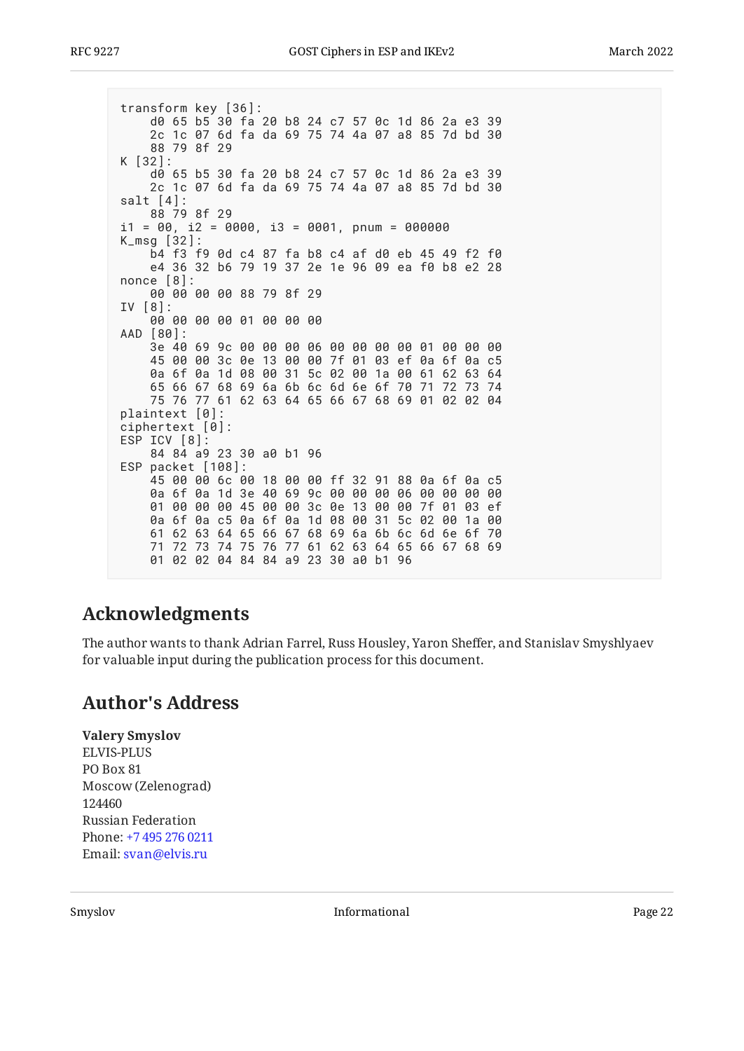```
transform key [36]:
    d0 65 b5 30 fa 20 b8 24 c7 57 0c 1d 86 2a e3 39
    2c 1c 07 6d fa da 69 75 74 4a 07 a8 85 7d bd 30
    88 79 8f 29
K [32]:
    d0 65 b5 30 fa 20 b8 24 c7 57 0c 1d 86 2a e3 39
    2c 1c 07 6d fa da 69 75 74 4a 07 a8 85 7d bd 30
salt [4]:
    88 79 8f 29
i1 = 00, i2 = 0000, i3 = 0001, pnum = 000000
K_msg [32]:
    b4 f3 f9 0d c4 87 fa b8 c4 af d0 eb 45 49 f2 f0
    e4 36 32 b6 79 19 37 2e 1e 96 09 ea f0 b8 e2 28
nonce [8]:
    00 00 00 00 88 79 8f 29
IV [8]:
    00 00 00 00 01 00 00 00
AAD [80]:
    3e 40 69 9c 00 00 00 06 00 00 00 00 01 00 00 00
    45 00 00 3c 0e 13 00 00 7f 01 03 ef 0a 6f 0a c5
    0a 6f 0a 1d 08 00 31 5c 02 00 1a 00 61 62 63 64
    65 66 67 68 69 6a 6b 6c 6d 6e 6f 70 71 72 73 74
    75 76 77 61 62 63 64 65 66 67 68 69 01 02 02 04
plaintext [0]:
ciphertext [0]:
ESP ICV [8]:
    84 84 a9 23 30 a0 b1 96
ESP packet [108]:
    45 00 00 6c 00 18 00 00 ff 32 91 88 0a 6f 0a c5
    0a 6f 0a 1d 3e 40 69 9c 00 00 00 06 00 00 00 00
    01 00 00 00 45 00 00 3c 0e 13 00 00 7f 01 03 ef
    0a 6f 0a c5 0a 6f 0a 1d 08 00 31 5c 02 00 1a 00
    61 62 63 64 65 66 67 68 69 6a 6b 6c 6d 6e 6f 70
    71 72 73 74 75 76 77 61 62 63 64 65 66 67 68 69
    01 02 02 04 84 84 a9 23 30 a0 b1 96
```

## Acknowledgments

The author wants to thank Adrian Farrel, Russ Housley, Yaron Sheffer, and Stanislav Smyshlyaev for valuable input during the publication process for this document.

## Author's Address

**Valery Smyslov**
ELVIS-PLUS
PO Box 81
Moscow (Zelenograd)
124460
Russian Federation
Phone: +7 495 276 0211
Email: svan@elvis.ru